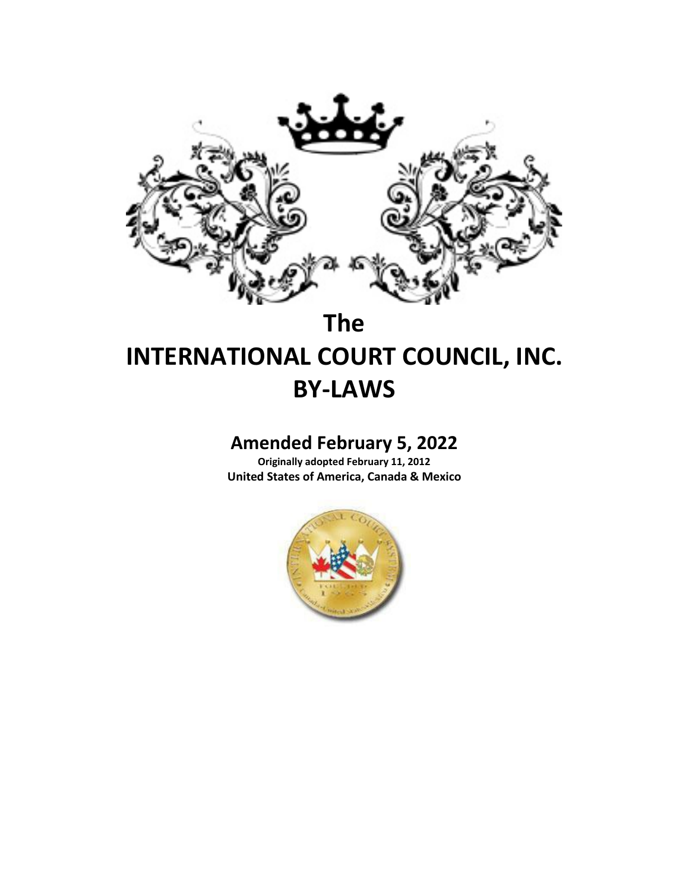# The
# INTERNATIONAL COURT COUNCIL, INC.
# BY-LAWS

## Amended February 5, 2022

**Originally adopted February 11, 2012**

**United States of America, Canada & Mexico**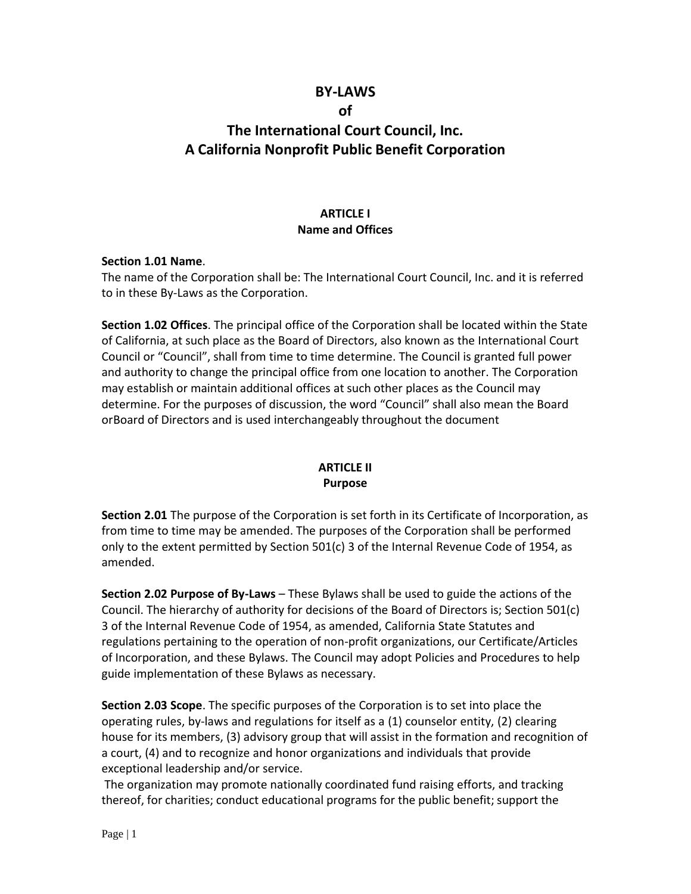# BY-LAWS
# of
# The International Court Council, Inc.
# A California Nonprofit Public Benefit Corporation

## ARTICLE I
## Name and Offices

**Section 1.01 Name**.
The name of the Corporation shall be: The International Court Council, Inc. and it is referred to in these By-Laws as the Corporation.

**Section 1.02 Offices**. The principal office of the Corporation shall be located within the State of California, at such place as the Board of Directors, also known as the International Court Council or "Council", shall from time to time determine. The Council is granted full power and authority to change the principal office from one location to another. The Corporation may establish or maintain additional offices at such other places as the Council may determine. For the purposes of discussion, the word "Council" shall also mean the Board orBoard of Directors and is used interchangeably throughout the document

## ARTICLE II
## Purpose

**Section 2.01** The purpose of the Corporation is set forth in its Certificate of Incorporation, as from time to time may be amended. The purposes of the Corporation shall be performed only to the extent permitted by Section 501(c) 3 of the Internal Revenue Code of 1954, as amended.

**Section 2.02 Purpose of By-Laws** – These Bylaws shall be used to guide the actions of the Council. The hierarchy of authority for decisions of the Board of Directors is; Section 501(c) 3 of the Internal Revenue Code of 1954, as amended, California State Statutes and regulations pertaining to the operation of non-profit organizations, our Certificate/Articles of Incorporation, and these Bylaws. The Council may adopt Policies and Procedures to help guide implementation of these Bylaws as necessary.

**Section 2.03 Scope**. The specific purposes of the Corporation is to set into place the operating rules, by-laws and regulations for itself as a (1) counselor entity, (2) clearing house for its members, (3) advisory group that will assist in the formation and recognition of a court, (4) and to recognize and honor organizations and individuals that provide exceptional leadership and/or service.

The organization may promote nationally coordinated fund raising efforts, and tracking thereof, for charities; conduct educational programs for the public benefit; support the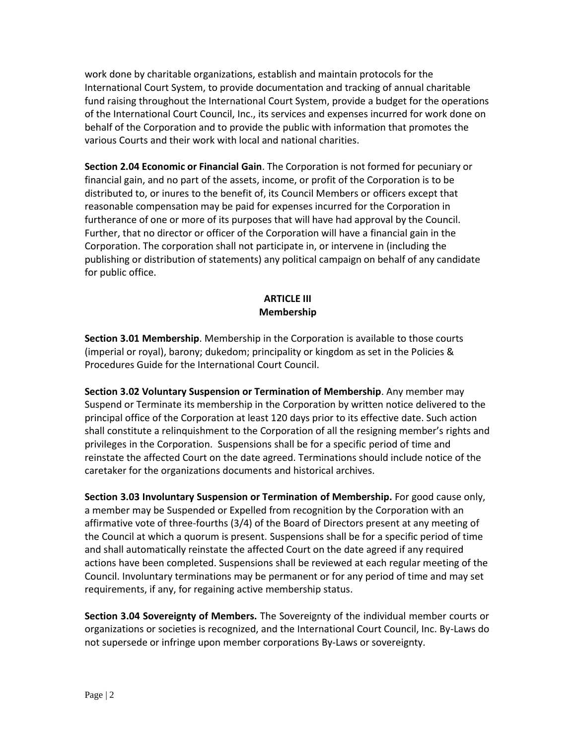work done by charitable organizations, establish and maintain protocols for the International Court System, to provide documentation and tracking of annual charitable fund raising throughout the International Court System, provide a budget for the operations of the International Court Council, Inc., its services and expenses incurred for work done on behalf of the Corporation and to provide the public with information that promotes the various Courts and their work with local and national charities.

**Section 2.04 Economic or Financial Gain**. The Corporation is not formed for pecuniary or financial gain, and no part of the assets, income, or profit of the Corporation is to be distributed to, or inures to the benefit of, its Council Members or officers except that reasonable compensation may be paid for expenses incurred for the Corporation in furtherance of one or more of its purposes that will have had approval by the Council. Further, that no director or officer of the Corporation will have a financial gain in the Corporation. The corporation shall not participate in, or intervene in (including the publishing or distribution of statements) any political campaign on behalf of any candidate for public office.

## ARTICLE III
## Membership

**Section 3.01 Membership**. Membership in the Corporation is available to those courts (imperial or royal), barony; dukedom; principality or kingdom as set in the Policies & Procedures Guide for the International Court Council.

**Section 3.02 Voluntary Suspension or Termination of Membership**. Any member may Suspend or Terminate its membership in the Corporation by written notice delivered to the principal office of the Corporation at least 120 days prior to its effective date. Such action shall constitute a relinquishment to the Corporation of all the resigning member's rights and privileges in the Corporation. Suspensions shall be for a specific period of time and reinstate the affected Court on the date agreed. Terminations should include notice of the caretaker for the organizations documents and historical archives.

**Section 3.03 Involuntary Suspension or Termination of Membership.** For good cause only, a member may be Suspended or Expelled from recognition by the Corporation with an affirmative vote of three-fourths (3/4) of the Board of Directors present at any meeting of the Council at which a quorum is present. Suspensions shall be for a specific period of time and shall automatically reinstate the affected Court on the date agreed if any required actions have been completed. Suspensions shall be reviewed at each regular meeting of the Council. Involuntary terminations may be permanent or for any period of time and may set requirements, if any, for regaining active membership status.

**Section 3.04 Sovereignty of Members.** The Sovereignty of the individual member courts or organizations or societies is recognized, and the International Court Council, Inc. By-Laws do not supersede or infringe upon member corporations By-Laws or sovereignty.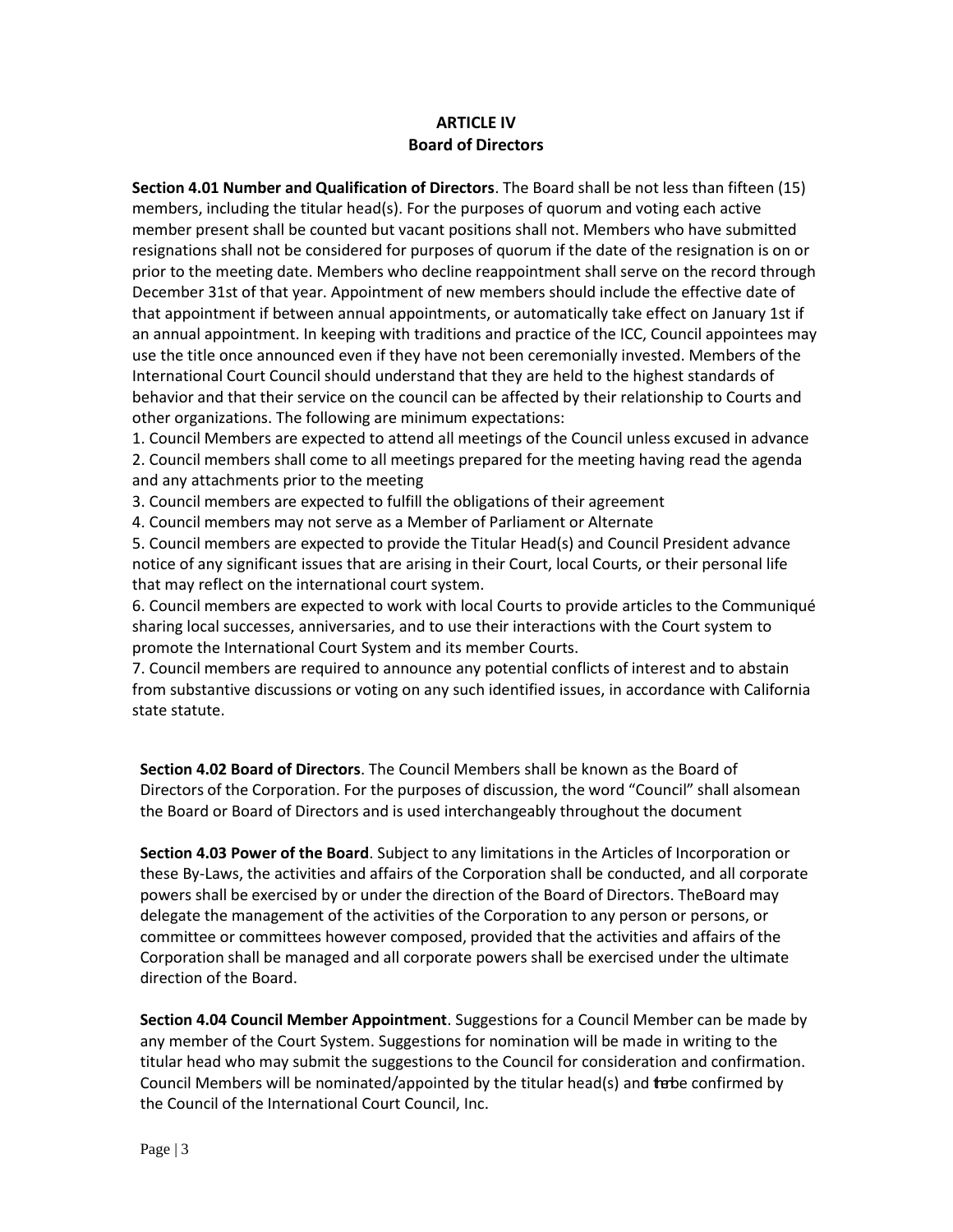# ARTICLE IV
## Board of Directors

**Section 4.01 Number and Qualification of Directors**. The Board shall be not less than fifteen (15) members, including the titular head(s). For the purposes of quorum and voting each active member present shall be counted but vacant positions shall not. Members who have submitted resignations shall not be considered for purposes of quorum if the date of the resignation is on or prior to the meeting date. Members who decline reappointment shall serve on the record through December 31st of that year. Appointment of new members should include the effective date of that appointment if between annual appointments, or automatically take effect on January 1st if an annual appointment. In keeping with traditions and practice of the ICC, Council appointees may use the title once announced even if they have not been ceremonially invested. Members of the International Court Council should understand that they are held to the highest standards of behavior and that their service on the council can be affected by their relationship to Courts and other organizations. The following are minimum expectations:

1. Council Members are expected to attend all meetings of the Council unless excused in advance
2. Council members shall come to all meetings prepared for the meeting having read the agenda and any attachments prior to the meeting
3. Council members are expected to fulfill the obligations of their agreement
4. Council members may not serve as a Member of Parliament or Alternate
5. Council members are expected to provide the Titular Head(s) and Council President advance notice of any significant issues that are arising in their Court, local Courts, or their personal life that may reflect on the international court system.
6. Council members are expected to work with local Courts to provide articles to the Communiqué sharing local successes, anniversaries, and to use their interactions with the Court system to promote the International Court System and its member Courts.
7. Council members are required to announce any potential conflicts of interest and to abstain from substantive discussions or voting on any such identified issues, in accordance with California state statute.

**Section 4.02 Board of Directors**. The Council Members shall be known as the Board of Directors of the Corporation. For the purposes of discussion, the word "Council" shall alsomean the Board or Board of Directors and is used interchangeably throughout the document

**Section 4.03 Power of the Board**. Subject to any limitations in the Articles of Incorporation or these By-Laws, the activities and affairs of the Corporation shall be conducted, and all corporate powers shall be exercised by or under the direction of the Board of Directors. TheBoard may delegate the management of the activities of the Corporation to any person or persons, or committee or committees however composed, provided that the activities and affairs of the Corporation shall be managed and all corporate powers shall be exercised under the ultimate direction of the Board.

**Section 4.04 Council Member Appointment**. Suggestions for a Council Member can be made by any member of the Court System. Suggestions for nomination will be made in writing to the titular head who may submit the suggestions to the Council for consideration and confirmation. Council Members will be nominated/appointed by the titular head(s) and then be confirmed by the Council of the International Court Council, Inc.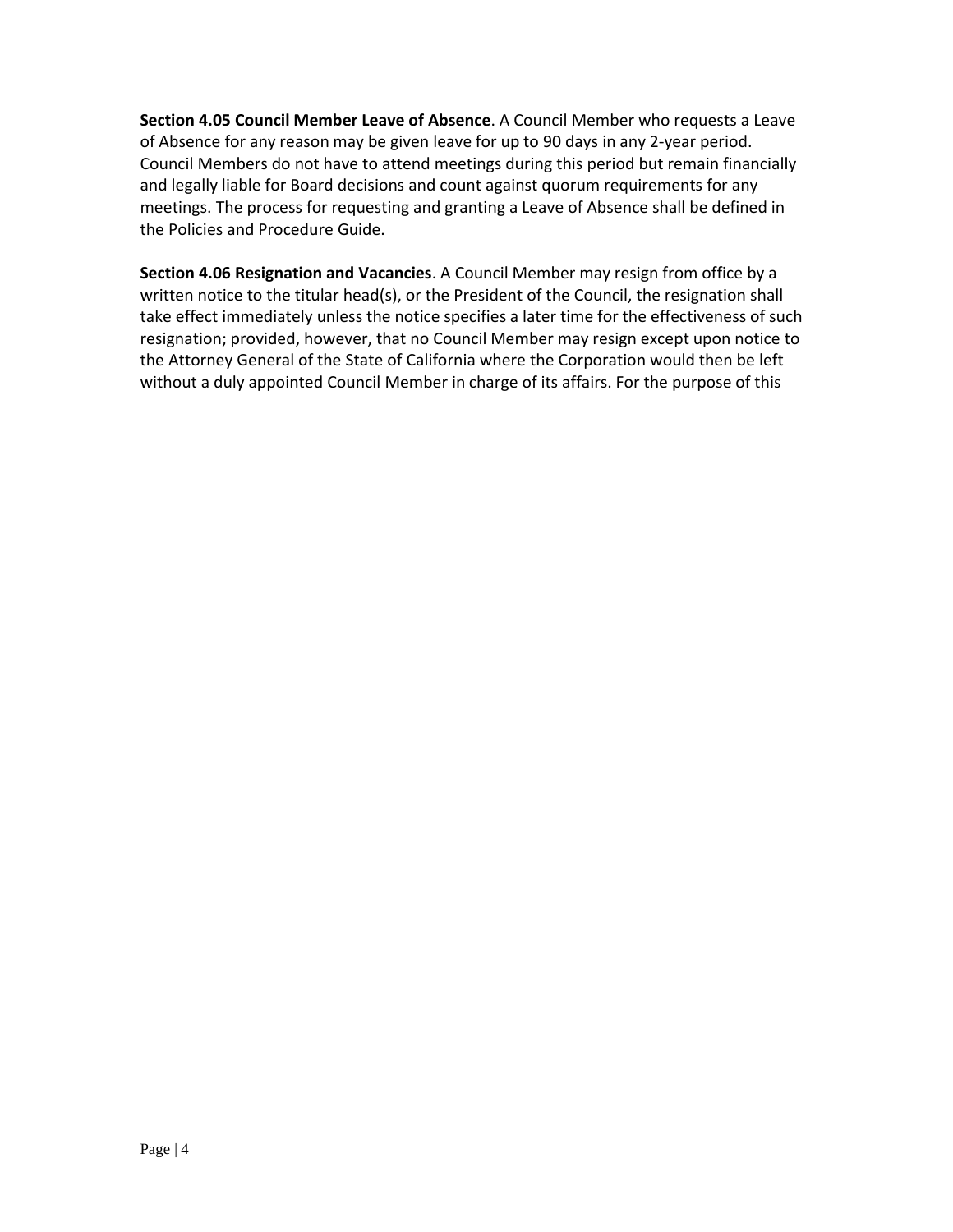**Section 4.05 Council Member Leave of Absence**. A Council Member who requests a Leave of Absence for any reason may be given leave for up to 90 days in any 2-year period. Council Members do not have to attend meetings during this period but remain financially and legally liable for Board decisions and count against quorum requirements for any meetings. The process for requesting and granting a Leave of Absence shall be defined in the Policies and Procedure Guide.

**Section 4.06 Resignation and Vacancies**. A Council Member may resign from office by a written notice to the titular head(s), or the President of the Council, the resignation shall take effect immediately unless the notice specifies a later time for the effectiveness of such resignation; provided, however, that no Council Member may resign except upon notice to the Attorney General of the State of California where the Corporation would then be left without a duly appointed Council Member in charge of its affairs. For the purpose of this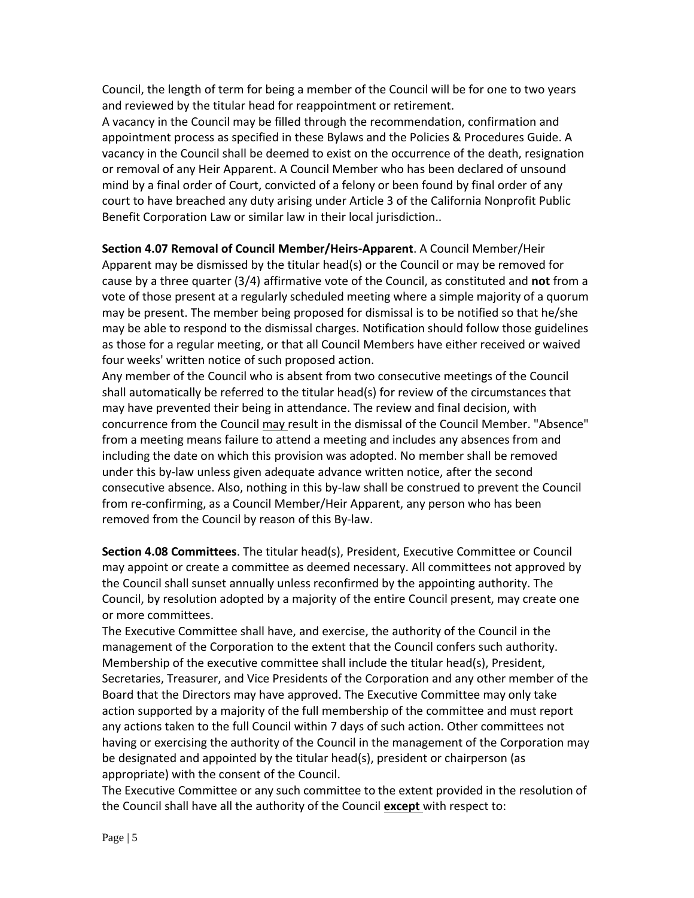Council, the length of term for being a member of the Council will be for one to two years and reviewed by the titular head for reappointment or retirement.

A vacancy in the Council may be filled through the recommendation, confirmation and appointment process as specified in these Bylaws and the Policies & Procedures Guide. A vacancy in the Council shall be deemed to exist on the occurrence of the death, resignation or removal of any Heir Apparent. A Council Member who has been declared of unsound mind by a final order of Court, convicted of a felony or been found by final order of any court to have breached any duty arising under Article 3 of the California Nonprofit Public Benefit Corporation Law or similar law in their local jurisdiction..

**Section 4.07 Removal of Council Member/Heirs-Apparent**. A Council Member/Heir Apparent may be dismissed by the titular head(s) or the Council or may be removed for cause by a three quarter (3/4) affirmative vote of the Council, as constituted and **not** from a vote of those present at a regularly scheduled meeting where a simple majority of a quorum may be present. The member being proposed for dismissal is to be notified so that he/she may be able to respond to the dismissal charges. Notification should follow those guidelines as those for a regular meeting, or that all Council Members have either received or waived four weeks' written notice of such proposed action.

Any member of the Council who is absent from two consecutive meetings of the Council shall automatically be referred to the titular head(s) for review of the circumstances that may have prevented their being in attendance. The review and final decision, with concurrence from the Council <u>may</u> result in the dismissal of the Council Member. "Absence" from a meeting means failure to attend a meeting and includes any absences from and including the date on which this provision was adopted. No member shall be removed under this by-law unless given adequate advance written notice, after the second consecutive absence. Also, nothing in this by-law shall be construed to prevent the Council from re-confirming, as a Council Member/Heir Apparent, any person who has been removed from the Council by reason of this By-law.

**Section 4.08 Committees**. The titular head(s), President, Executive Committee or Council may appoint or create a committee as deemed necessary. All committees not approved by the Council shall sunset annually unless reconfirmed by the appointing authority. The Council, by resolution adopted by a majority of the entire Council present, may create one or more committees.

The Executive Committee shall have, and exercise, the authority of the Council in the management of the Corporation to the extent that the Council confers such authority. Membership of the executive committee shall include the titular head(s), President, Secretaries, Treasurer, and Vice Presidents of the Corporation and any other member of the Board that the Directors may have approved. The Executive Committee may only take action supported by a majority of the full membership of the committee and must report any actions taken to the full Council within 7 days of such action. Other committees not having or exercising the authority of the Council in the management of the Corporation may be designated and appointed by the titular head(s), president or chairperson (as appropriate) with the consent of the Council.

The Executive Committee or any such committee to the extent provided in the resolution of the Council shall have all the authority of the Council **<u>except</u>** with respect to: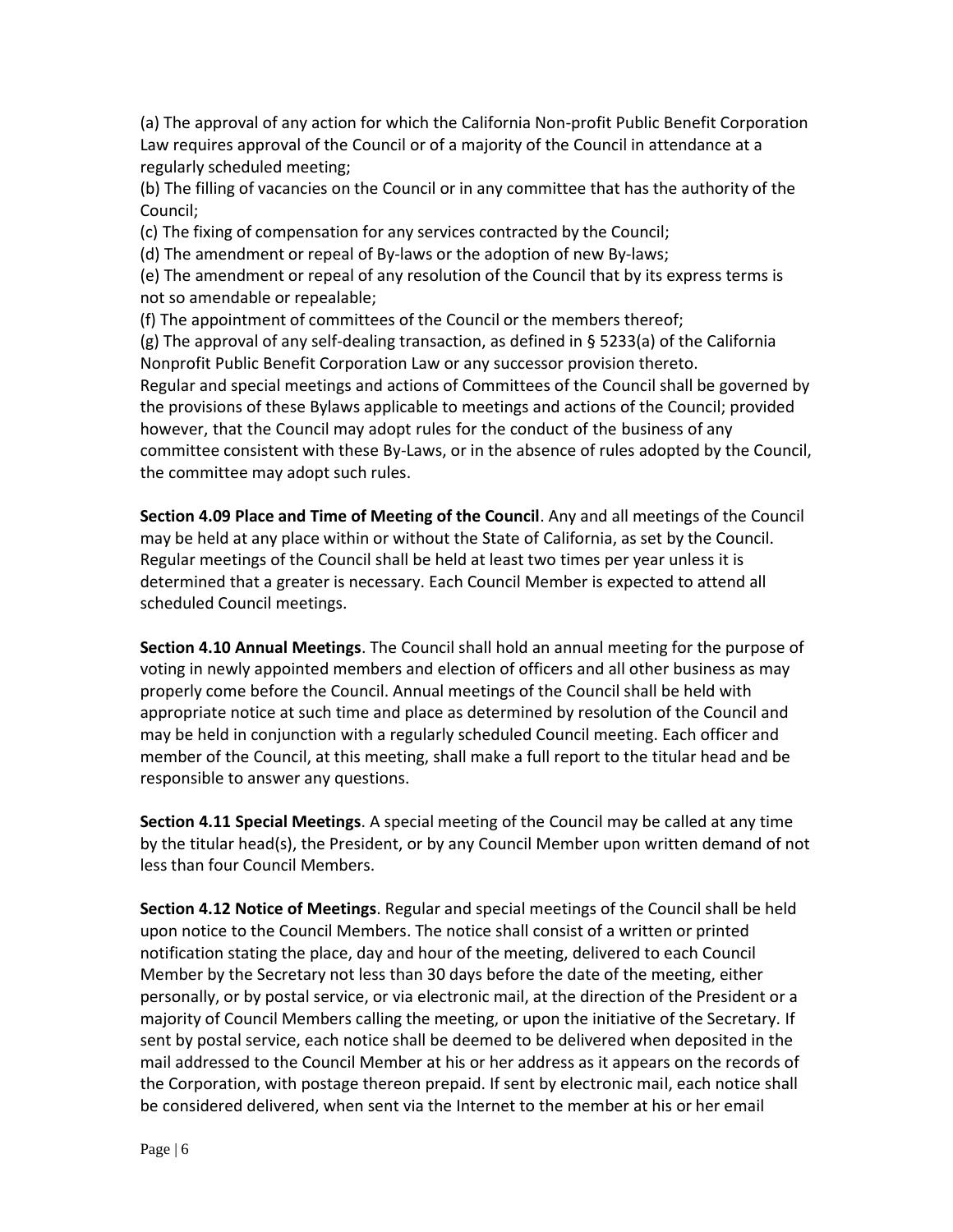(a) The approval of any action for which the California Non-profit Public Benefit Corporation Law requires approval of the Council or of a majority of the Council in attendance at a regularly scheduled meeting;
(b) The filling of vacancies on the Council or in any committee that has the authority of the Council;
(c) The fixing of compensation for any services contracted by the Council;
(d) The amendment or repeal of By-laws or the adoption of new By-laws;
(e) The amendment or repeal of any resolution of the Council that by its express terms is not so amendable or repealable;
(f) The appointment of committees of the Council or the members thereof;
(g) The approval of any self-dealing transaction, as defined in § 5233(a) of the California Nonprofit Public Benefit Corporation Law or any successor provision thereto.
Regular and special meetings and actions of Committees of the Council shall be governed by the provisions of these Bylaws applicable to meetings and actions of the Council; provided however, that the Council may adopt rules for the conduct of the business of any committee consistent with these By-Laws, or in the absence of rules adopted by the Council, the committee may adopt such rules.

**Section 4.09 Place and Time of Meeting of the Council**. Any and all meetings of the Council may be held at any place within or without the State of California, as set by the Council. Regular meetings of the Council shall be held at least two times per year unless it is determined that a greater is necessary. Each Council Member is expected to attend all scheduled Council meetings.

**Section 4.10 Annual Meetings**. The Council shall hold an annual meeting for the purpose of voting in newly appointed members and election of officers and all other business as may properly come before the Council. Annual meetings of the Council shall be held with appropriate notice at such time and place as determined by resolution of the Council and may be held in conjunction with a regularly scheduled Council meeting. Each officer and member of the Council, at this meeting, shall make a full report to the titular head and be responsible to answer any questions.

**Section 4.11 Special Meetings**. A special meeting of the Council may be called at any time by the titular head(s), the President, or by any Council Member upon written demand of not less than four Council Members.

**Section 4.12 Notice of Meetings**. Regular and special meetings of the Council shall be held upon notice to the Council Members. The notice shall consist of a written or printed notification stating the place, day and hour of the meeting, delivered to each Council Member by the Secretary not less than 30 days before the date of the meeting, either personally, or by postal service, or via electronic mail, at the direction of the President or a majority of Council Members calling the meeting, or upon the initiative of the Secretary. If sent by postal service, each notice shall be deemed to be delivered when deposited in the mail addressed to the Council Member at his or her address as it appears on the records of the Corporation, with postage thereon prepaid. If sent by electronic mail, each notice shall be considered delivered, when sent via the Internet to the member at his or her email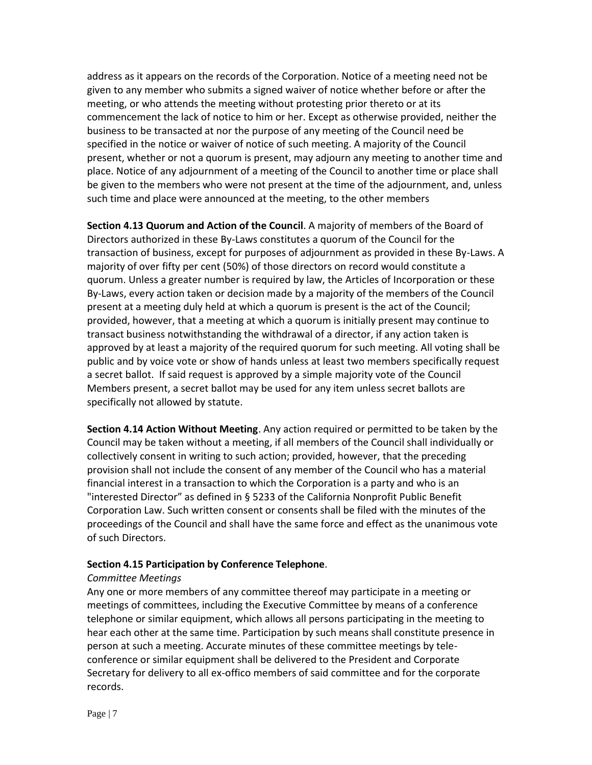address as it appears on the records of the Corporation. Notice of a meeting need not be given to any member who submits a signed waiver of notice whether before or after the meeting, or who attends the meeting without protesting prior thereto or at its commencement the lack of notice to him or her. Except as otherwise provided, neither the business to be transacted at nor the purpose of any meeting of the Council need be specified in the notice or waiver of notice of such meeting. A majority of the Council present, whether or not a quorum is present, may adjourn any meeting to another time and place. Notice of any adjournment of a meeting of the Council to another time or place shall be given to the members who were not present at the time of the adjournment, and, unless such time and place were announced at the meeting, to the other members

**Section 4.13 Quorum and Action of the Council**. A majority of members of the Board of Directors authorized in these By-Laws constitutes a quorum of the Council for the transaction of business, except for purposes of adjournment as provided in these By-Laws. A majority of over fifty per cent (50%) of those directors on record would constitute a quorum. Unless a greater number is required by law, the Articles of Incorporation or these By-Laws, every action taken or decision made by a majority of the members of the Council present at a meeting duly held at which a quorum is present is the act of the Council; provided, however, that a meeting at which a quorum is initially present may continue to transact business notwithstanding the withdrawal of a director, if any action taken is approved by at least a majority of the required quorum for such meeting. All voting shall be public and by voice vote or show of hands unless at least two members specifically request a secret ballot. If said request is approved by a simple majority vote of the Council Members present, a secret ballot may be used for any item unless secret ballots are specifically not allowed by statute.

**Section 4.14 Action Without Meeting**. Any action required or permitted to be taken by the Council may be taken without a meeting, if all members of the Council shall individually or collectively consent in writing to such action; provided, however, that the preceding provision shall not include the consent of any member of the Council who has a material financial interest in a transaction to which the Corporation is a party and who is an "interested Director" as defined in § 5233 of the California Nonprofit Public Benefit Corporation Law. Such written consent or consents shall be filed with the minutes of the proceedings of the Council and shall have the same force and effect as the unanimous vote of such Directors.

**Section 4.15 Participation by Conference Telephone**.

*Committee Meetings*

Any one or more members of any committee thereof may participate in a meeting or meetings of committees, including the Executive Committee by means of a conference telephone or similar equipment, which allows all persons participating in the meeting to hear each other at the same time. Participation by such means shall constitute presence in person at such a meeting. Accurate minutes of these committee meetings by tele-conference or similar equipment shall be delivered to the President and Corporate Secretary for delivery to all ex-offico members of said committee and for the corporate records.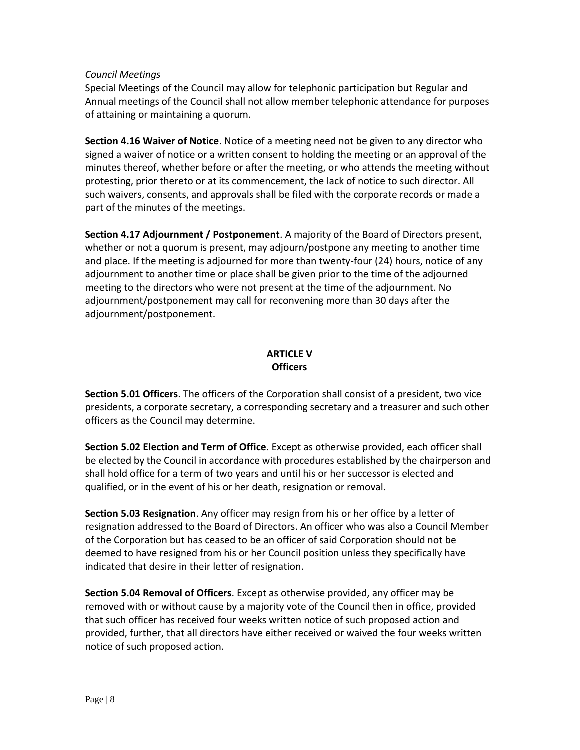*Council Meetings*
Special Meetings of the Council may allow for telephonic participation but Regular and Annual meetings of the Council shall not allow member telephonic attendance for purposes of attaining or maintaining a quorum.

**Section 4.16 Waiver of Notice**. Notice of a meeting need not be given to any director who signed a waiver of notice or a written consent to holding the meeting or an approval of the minutes thereof, whether before or after the meeting, or who attends the meeting without protesting, prior thereto or at its commencement, the lack of notice to such director. All such waivers, consents, and approvals shall be filed with the corporate records or made a part of the minutes of the meetings.

**Section 4.17 Adjournment / Postponement**. A majority of the Board of Directors present, whether or not a quorum is present, may adjourn/postpone any meeting to another time and place. If the meeting is adjourned for more than twenty-four (24) hours, notice of any adjournment to another time or place shall be given prior to the time of the adjourned meeting to the directors who were not present at the time of the adjournment. No adjournment/postponement may call for reconvening more than 30 days after the adjournment/postponement.

## ARTICLE V
## Officers

**Section 5.01 Officers**. The officers of the Corporation shall consist of a president, two vice presidents, a corporate secretary, a corresponding secretary and a treasurer and such other officers as the Council may determine.

**Section 5.02 Election and Term of Office**. Except as otherwise provided, each officer shall be elected by the Council in accordance with procedures established by the chairperson and shall hold office for a term of two years and until his or her successor is elected and qualified, or in the event of his or her death, resignation or removal.

**Section 5.03 Resignation**. Any officer may resign from his or her office by a letter of resignation addressed to the Board of Directors. An officer who was also a Council Member of the Corporation but has ceased to be an officer of said Corporation should not be deemed to have resigned from his or her Council position unless they specifically have indicated that desire in their letter of resignation.

**Section 5.04 Removal of Officers**. Except as otherwise provided, any officer may be removed with or without cause by a majority vote of the Council then in office, provided that such officer has received four weeks written notice of such proposed action and provided, further, that all directors have either received or waived the four weeks written notice of such proposed action.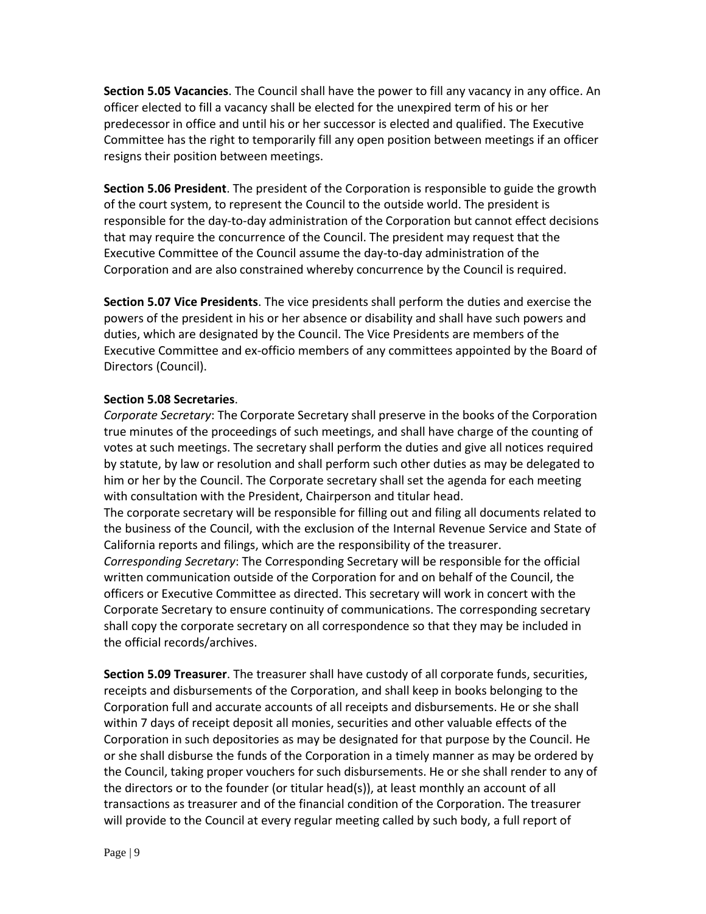**Section 5.05 Vacancies**. The Council shall have the power to fill any vacancy in any office. An officer elected to fill a vacancy shall be elected for the unexpired term of his or her predecessor in office and until his or her successor is elected and qualified. The Executive Committee has the right to temporarily fill any open position between meetings if an officer resigns their position between meetings.

**Section 5.06 President**. The president of the Corporation is responsible to guide the growth of the court system, to represent the Council to the outside world. The president is responsible for the day-to-day administration of the Corporation but cannot effect decisions that may require the concurrence of the Council. The president may request that the Executive Committee of the Council assume the day-to-day administration of the Corporation and are also constrained whereby concurrence by the Council is required.

**Section 5.07 Vice Presidents**. The vice presidents shall perform the duties and exercise the powers of the president in his or her absence or disability and shall have such powers and duties, which are designated by the Council. The Vice Presidents are members of the Executive Committee and ex-officio members of any committees appointed by the Board of Directors (Council).

**Section 5.08 Secretaries**.

*Corporate Secretary*: The Corporate Secretary shall preserve in the books of the Corporation true minutes of the proceedings of such meetings, and shall have charge of the counting of votes at such meetings. The secretary shall perform the duties and give all notices required by statute, by law or resolution and shall perform such other duties as may be delegated to him or her by the Council. The Corporate secretary shall set the agenda for each meeting with consultation with the President, Chairperson and titular head.

The corporate secretary will be responsible for filling out and filing all documents related to the business of the Council, with the exclusion of the Internal Revenue Service and State of California reports and filings, which are the responsibility of the treasurer.

*Corresponding Secretary*: The Corresponding Secretary will be responsible for the official written communication outside of the Corporation for and on behalf of the Council, the officers or Executive Committee as directed. This secretary will work in concert with the Corporate Secretary to ensure continuity of communications. The corresponding secretary shall copy the corporate secretary on all correspondence so that they may be included in the official records/archives.

**Section 5.09 Treasurer**. The treasurer shall have custody of all corporate funds, securities, receipts and disbursements of the Corporation, and shall keep in books belonging to the Corporation full and accurate accounts of all receipts and disbursements. He or she shall within 7 days of receipt deposit all monies, securities and other valuable effects of the Corporation in such depositories as may be designated for that purpose by the Council. He or she shall disburse the funds of the Corporation in a timely manner as may be ordered by the Council, taking proper vouchers for such disbursements. He or she shall render to any of the directors or to the founder (or titular head(s)), at least monthly an account of all transactions as treasurer and of the financial condition of the Corporation. The treasurer will provide to the Council at every regular meeting called by such body, a full report of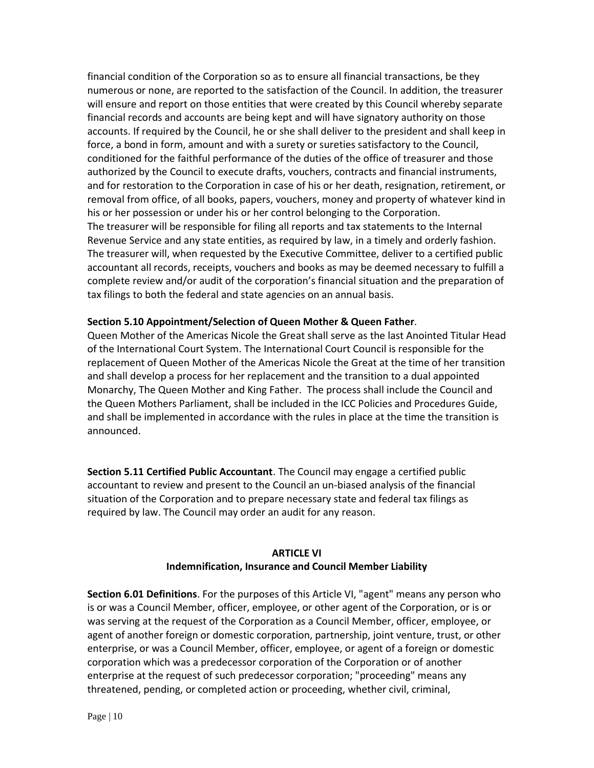financial condition of the Corporation so as to ensure all financial transactions, be they numerous or none, are reported to the satisfaction of the Council. In addition, the treasurer will ensure and report on those entities that were created by this Council whereby separate financial records and accounts are being kept and will have signatory authority on those accounts. If required by the Council, he or she shall deliver to the president and shall keep in force, a bond in form, amount and with a surety or sureties satisfactory to the Council, conditioned for the faithful performance of the duties of the office of treasurer and those authorized by the Council to execute drafts, vouchers, contracts and financial instruments, and for restoration to the Corporation in case of his or her death, resignation, retirement, or removal from office, of all books, papers, vouchers, money and property of whatever kind in his or her possession or under his or her control belonging to the Corporation.
The treasurer will be responsible for filing all reports and tax statements to the Internal Revenue Service and any state entities, as required by law, in a timely and orderly fashion. The treasurer will, when requested by the Executive Committee, deliver to a certified public accountant all records, receipts, vouchers and books as may be deemed necessary to fulfill a complete review and/or audit of the corporation's financial situation and the preparation of tax filings to both the federal and state agencies on an annual basis.

**Section 5.10 Appointment/Selection of Queen Mother & Queen Father**.
Queen Mother of the Americas Nicole the Great shall serve as the last Anointed Titular Head of the International Court System. The International Court Council is responsible for the replacement of Queen Mother of the Americas Nicole the Great at the time of her transition and shall develop a process for her replacement and the transition to a dual appointed Monarchy, The Queen Mother and King Father. The process shall include the Council and the Queen Mothers Parliament, shall be included in the ICC Policies and Procedures Guide, and shall be implemented in accordance with the rules in place at the time the transition is announced.

**Section 5.11 Certified Public Accountant**. The Council may engage a certified public accountant to review and present to the Council an un-biased analysis of the financial situation of the Corporation and to prepare necessary state and federal tax filings as required by law. The Council may order an audit for any reason.

## ARTICLE VI
## Indemnification, Insurance and Council Member Liability

**Section 6.01 Definitions**. For the purposes of this Article VI, "agent" means any person who is or was a Council Member, officer, employee, or other agent of the Corporation, or is or was serving at the request of the Corporation as a Council Member, officer, employee, or agent of another foreign or domestic corporation, partnership, joint venture, trust, or other enterprise, or was a Council Member, officer, employee, or agent of a foreign or domestic corporation which was a predecessor corporation of the Corporation or of another enterprise at the request of such predecessor corporation; "proceeding" means any threatened, pending, or completed action or proceeding, whether civil, criminal,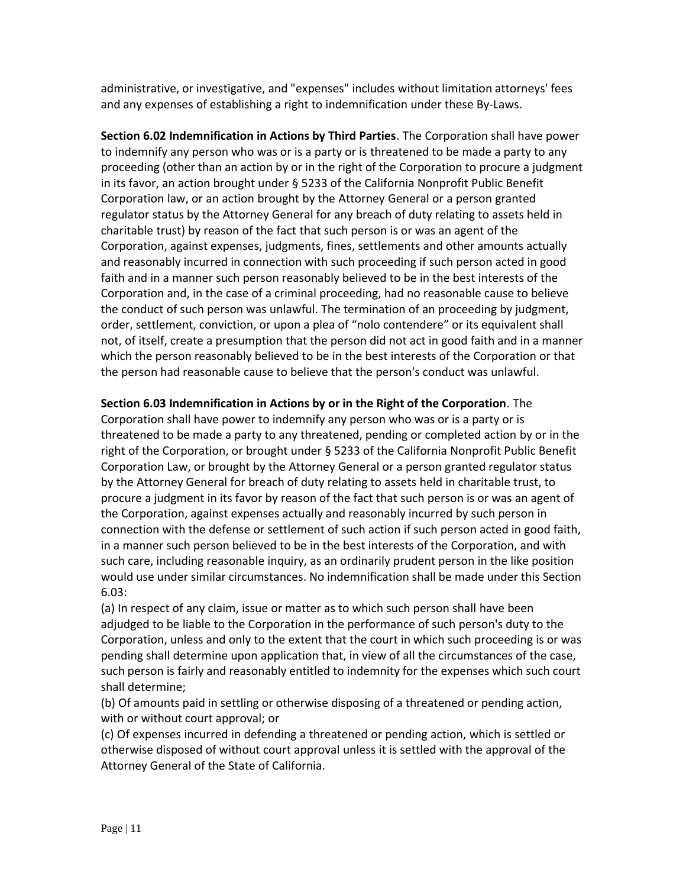administrative, or investigative, and "expenses" includes without limitation attorneys' fees and any expenses of establishing a right to indemnification under these By-Laws.

**Section 6.02 Indemnification in Actions by Third Parties**. The Corporation shall have power to indemnify any person who was or is a party or is threatened to be made a party to any proceeding (other than an action by or in the right of the Corporation to procure a judgment in its favor, an action brought under § 5233 of the California Nonprofit Public Benefit Corporation law, or an action brought by the Attorney General or a person granted regulator status by the Attorney General for any breach of duty relating to assets held in charitable trust) by reason of the fact that such person is or was an agent of the Corporation, against expenses, judgments, fines, settlements and other amounts actually and reasonably incurred in connection with such proceeding if such person acted in good faith and in a manner such person reasonably believed to be in the best interests of the Corporation and, in the case of a criminal proceeding, had no reasonable cause to believe the conduct of such person was unlawful. The termination of an proceeding by judgment, order, settlement, conviction, or upon a plea of "nolo contendere" or its equivalent shall not, of itself, create a presumption that the person did not act in good faith and in a manner which the person reasonably believed to be in the best interests of the Corporation or that the person had reasonable cause to believe that the person's conduct was unlawful.

**Section 6.03 Indemnification in Actions by or in the Right of the Corporation**. The Corporation shall have power to indemnify any person who was or is a party or is threatened to be made a party to any threatened, pending or completed action by or in the right of the Corporation, or brought under § 5233 of the California Nonprofit Public Benefit Corporation Law, or brought by the Attorney General or a person granted regulator status by the Attorney General for breach of duty relating to assets held in charitable trust, to procure a judgment in its favor by reason of the fact that such person is or was an agent of the Corporation, against expenses actually and reasonably incurred by such person in connection with the defense or settlement of such action if such person acted in good faith, in a manner such person believed to be in the best interests of the Corporation, and with such care, including reasonable inquiry, as an ordinarily prudent person in the like position would use under similar circumstances. No indemnification shall be made under this Section 6.03:

(a) In respect of any claim, issue or matter as to which such person shall have been adjudged to be liable to the Corporation in the performance of such person's duty to the Corporation, unless and only to the extent that the court in which such proceeding is or was pending shall determine upon application that, in view of all the circumstances of the case, such person is fairly and reasonably entitled to indemnity for the expenses which such court shall determine;

(b) Of amounts paid in settling or otherwise disposing of a threatened or pending action, with or without court approval; or

(c) Of expenses incurred in defending a threatened or pending action, which is settled or otherwise disposed of without court approval unless it is settled with the approval of the Attorney General of the State of California.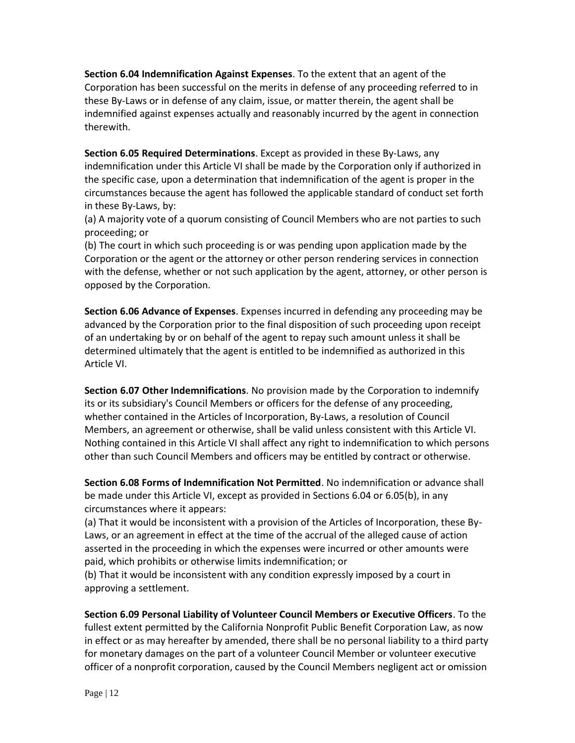**Section 6.04 Indemnification Against Expenses**. To the extent that an agent of the Corporation has been successful on the merits in defense of any proceeding referred to in these By-Laws or in defense of any claim, issue, or matter therein, the agent shall be indemnified against expenses actually and reasonably incurred by the agent in connection therewith.

**Section 6.05 Required Determinations**. Except as provided in these By-Laws, any indemnification under this Article VI shall be made by the Corporation only if authorized in the specific case, upon a determination that indemnification of the agent is proper in the circumstances because the agent has followed the applicable standard of conduct set forth in these By-Laws, by:
(a) A majority vote of a quorum consisting of Council Members who are not parties to such proceeding; or
(b) The court in which such proceeding is or was pending upon application made by the Corporation or the agent or the attorney or other person rendering services in connection with the defense, whether or not such application by the agent, attorney, or other person is opposed by the Corporation.

**Section 6.06 Advance of Expenses**. Expenses incurred in defending any proceeding may be advanced by the Corporation prior to the final disposition of such proceeding upon receipt of an undertaking by or on behalf of the agent to repay such amount unless it shall be determined ultimately that the agent is entitled to be indemnified as authorized in this Article VI.

**Section 6.07 Other Indemnifications**. No provision made by the Corporation to indemnify its or its subsidiary's Council Members or officers for the defense of any proceeding, whether contained in the Articles of Incorporation, By-Laws, a resolution of Council Members, an agreement or otherwise, shall be valid unless consistent with this Article VI. Nothing contained in this Article VI shall affect any right to indemnification to which persons other than such Council Members and officers may be entitled by contract or otherwise.

**Section 6.08 Forms of Indemnification Not Permitted**. No indemnification or advance shall be made under this Article VI, except as provided in Sections 6.04 or 6.05(b), in any circumstances where it appears:
(a) That it would be inconsistent with a provision of the Articles of Incorporation, these By-Laws, or an agreement in effect at the time of the accrual of the alleged cause of action asserted in the proceeding in which the expenses were incurred or other amounts were paid, which prohibits or otherwise limits indemnification; or
(b) That it would be inconsistent with any condition expressly imposed by a court in approving a settlement.

**Section 6.09 Personal Liability of Volunteer Council Members or Executive Officers**. To the fullest extent permitted by the California Nonprofit Public Benefit Corporation Law, as now in effect or as may hereafter by amended, there shall be no personal liability to a third party for monetary damages on the part of a volunteer Council Member or volunteer executive officer of a nonprofit corporation, caused by the Council Members negligent act or omission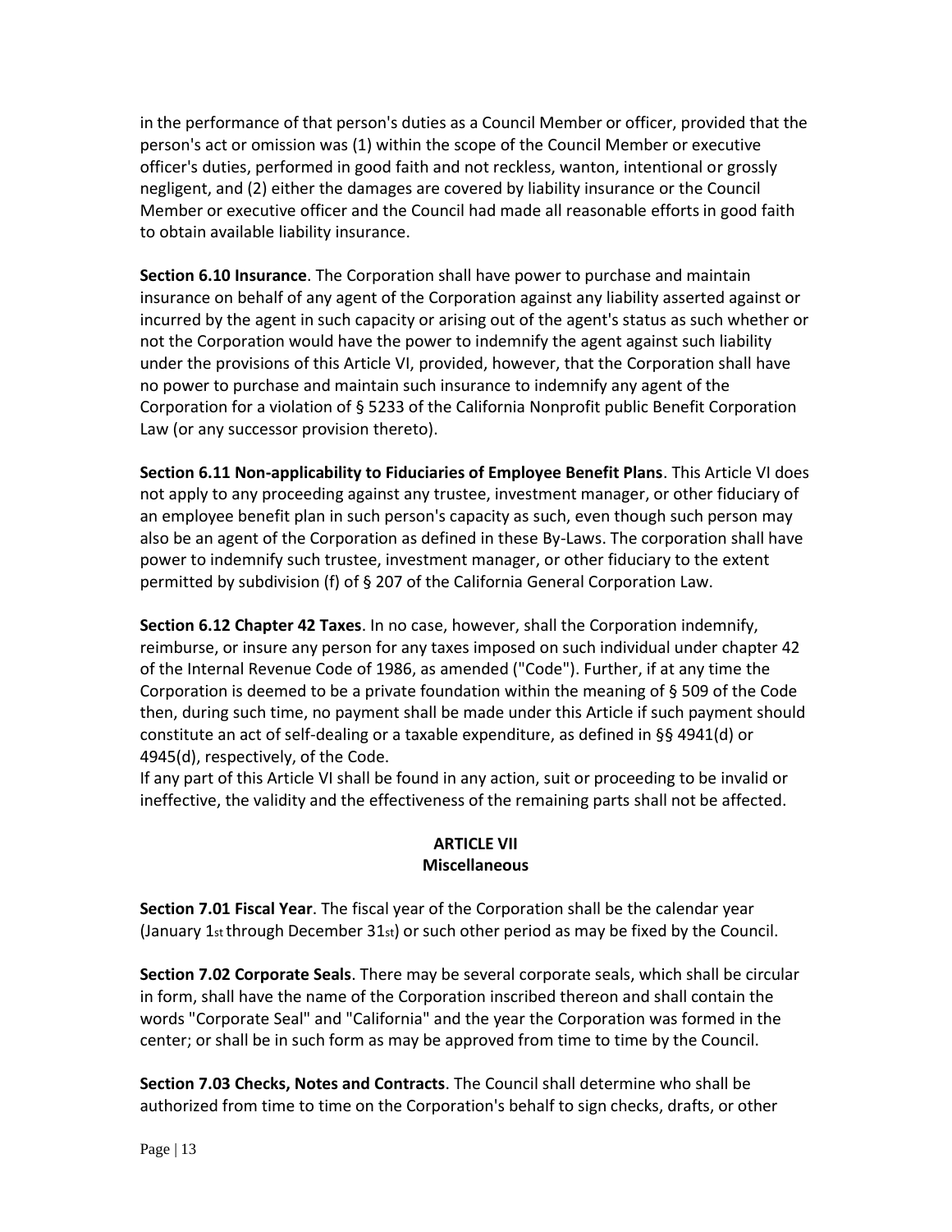in the performance of that person's duties as a Council Member or officer, provided that the person's act or omission was (1) within the scope of the Council Member or executive officer's duties, performed in good faith and not reckless, wanton, intentional or grossly negligent, and (2) either the damages are covered by liability insurance or the Council Member or executive officer and the Council had made all reasonable efforts in good faith to obtain available liability insurance.

**Section 6.10 Insurance**. The Corporation shall have power to purchase and maintain insurance on behalf of any agent of the Corporation against any liability asserted against or incurred by the agent in such capacity or arising out of the agent's status as such whether or not the Corporation would have the power to indemnify the agent against such liability under the provisions of this Article VI, provided, however, that the Corporation shall have no power to purchase and maintain such insurance to indemnify any agent of the Corporation for a violation of § 5233 of the California Nonprofit public Benefit Corporation Law (or any successor provision thereto).

**Section 6.11 Non-applicability to Fiduciaries of Employee Benefit Plans**. This Article VI does not apply to any proceeding against any trustee, investment manager, or other fiduciary of an employee benefit plan in such person's capacity as such, even though such person may also be an agent of the Corporation as defined in these By-Laws. The corporation shall have power to indemnify such trustee, investment manager, or other fiduciary to the extent permitted by subdivision (f) of § 207 of the California General Corporation Law.

**Section 6.12 Chapter 42 Taxes**. In no case, however, shall the Corporation indemnify, reimburse, or insure any person for any taxes imposed on such individual under chapter 42 of the Internal Revenue Code of 1986, as amended ("Code"). Further, if at any time the Corporation is deemed to be a private foundation within the meaning of § 509 of the Code then, during such time, no payment shall be made under this Article if such payment should constitute an act of self-dealing or a taxable expenditure, as defined in §§ 4941(d) or 4945(d), respectively, of the Code.

If any part of this Article VI shall be found in any action, suit or proceeding to be invalid or ineffective, the validity and the effectiveness of the remaining parts shall not be affected.

## ARTICLE VII
## Miscellaneous

**Section 7.01 Fiscal Year**. The fiscal year of the Corporation shall be the calendar year (January 1st through December 31st) or such other period as may be fixed by the Council.

**Section 7.02 Corporate Seals**. There may be several corporate seals, which shall be circular in form, shall have the name of the Corporation inscribed thereon and shall contain the words "Corporate Seal" and "California" and the year the Corporation was formed in the center; or shall be in such form as may be approved from time to time by the Council.

**Section 7.03 Checks, Notes and Contracts**. The Council shall determine who shall be authorized from time to time on the Corporation's behalf to sign checks, drafts, or other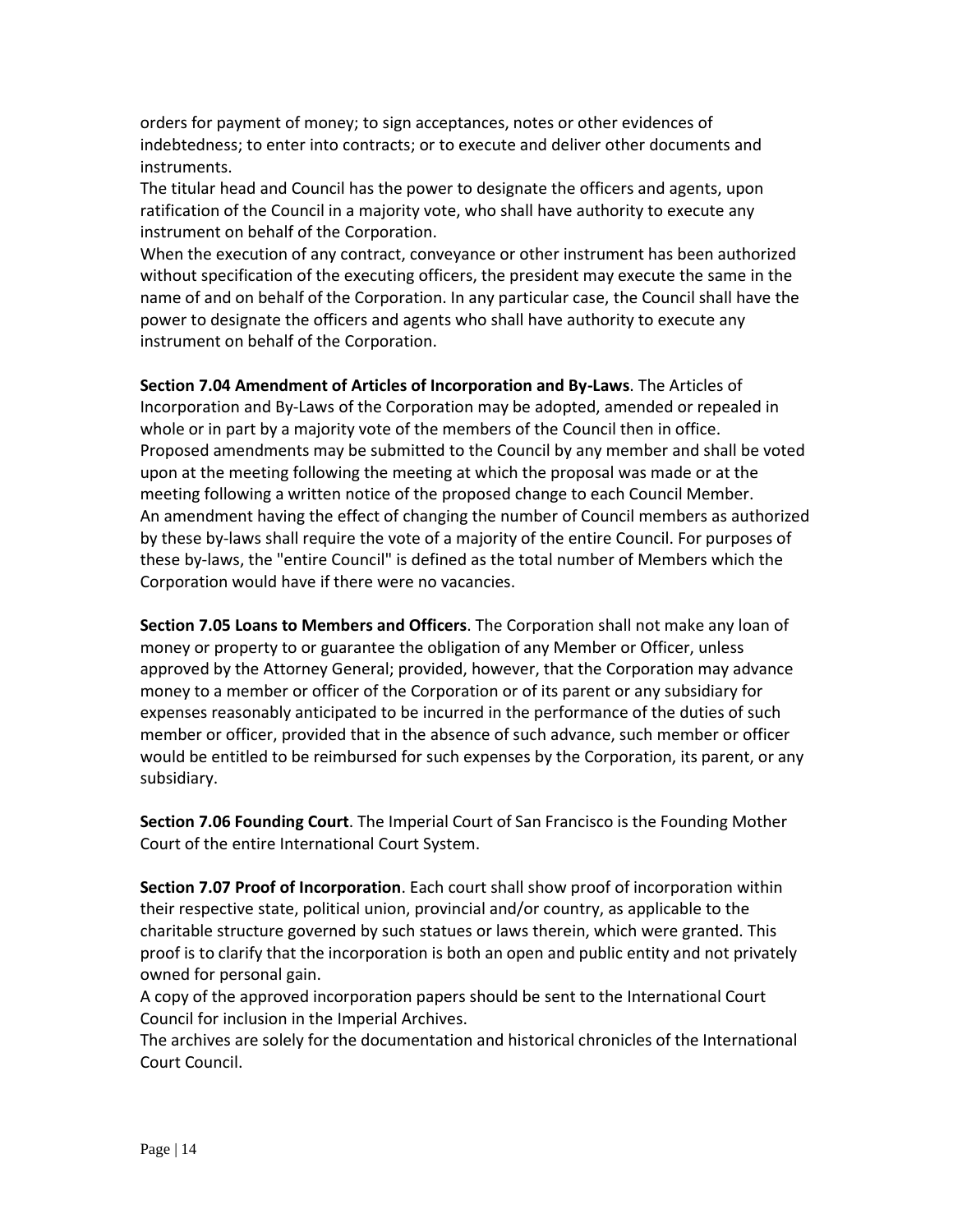orders for payment of money; to sign acceptances, notes or other evidences of indebtedness; to enter into contracts; or to execute and deliver other documents and instruments.

The titular head and Council has the power to designate the officers and agents, upon ratification of the Council in a majority vote, who shall have authority to execute any instrument on behalf of the Corporation.

When the execution of any contract, conveyance or other instrument has been authorized without specification of the executing officers, the president may execute the same in the name of and on behalf of the Corporation. In any particular case, the Council shall have the power to designate the officers and agents who shall have authority to execute any instrument on behalf of the Corporation.

**Section 7.04 Amendment of Articles of Incorporation and By-Laws**. The Articles of Incorporation and By-Laws of the Corporation may be adopted, amended or repealed in whole or in part by a majority vote of the members of the Council then in office. Proposed amendments may be submitted to the Council by any member and shall be voted upon at the meeting following the meeting at which the proposal was made or at the meeting following a written notice of the proposed change to each Council Member. An amendment having the effect of changing the number of Council members as authorized by these by-laws shall require the vote of a majority of the entire Council. For purposes of these by-laws, the "entire Council" is defined as the total number of Members which the Corporation would have if there were no vacancies.

**Section 7.05 Loans to Members and Officers**. The Corporation shall not make any loan of money or property to or guarantee the obligation of any Member or Officer, unless approved by the Attorney General; provided, however, that the Corporation may advance money to a member or officer of the Corporation or of its parent or any subsidiary for expenses reasonably anticipated to be incurred in the performance of the duties of such member or officer, provided that in the absence of such advance, such member or officer would be entitled to be reimbursed for such expenses by the Corporation, its parent, or any subsidiary.

**Section 7.06 Founding Court**. The Imperial Court of San Francisco is the Founding Mother Court of the entire International Court System.

**Section 7.07 Proof of Incorporation**. Each court shall show proof of incorporation within their respective state, political union, provincial and/or country, as applicable to the charitable structure governed by such statues or laws therein, which were granted. This proof is to clarify that the incorporation is both an open and public entity and not privately owned for personal gain.

A copy of the approved incorporation papers should be sent to the International Court Council for inclusion in the Imperial Archives.

The archives are solely for the documentation and historical chronicles of the International Court Council.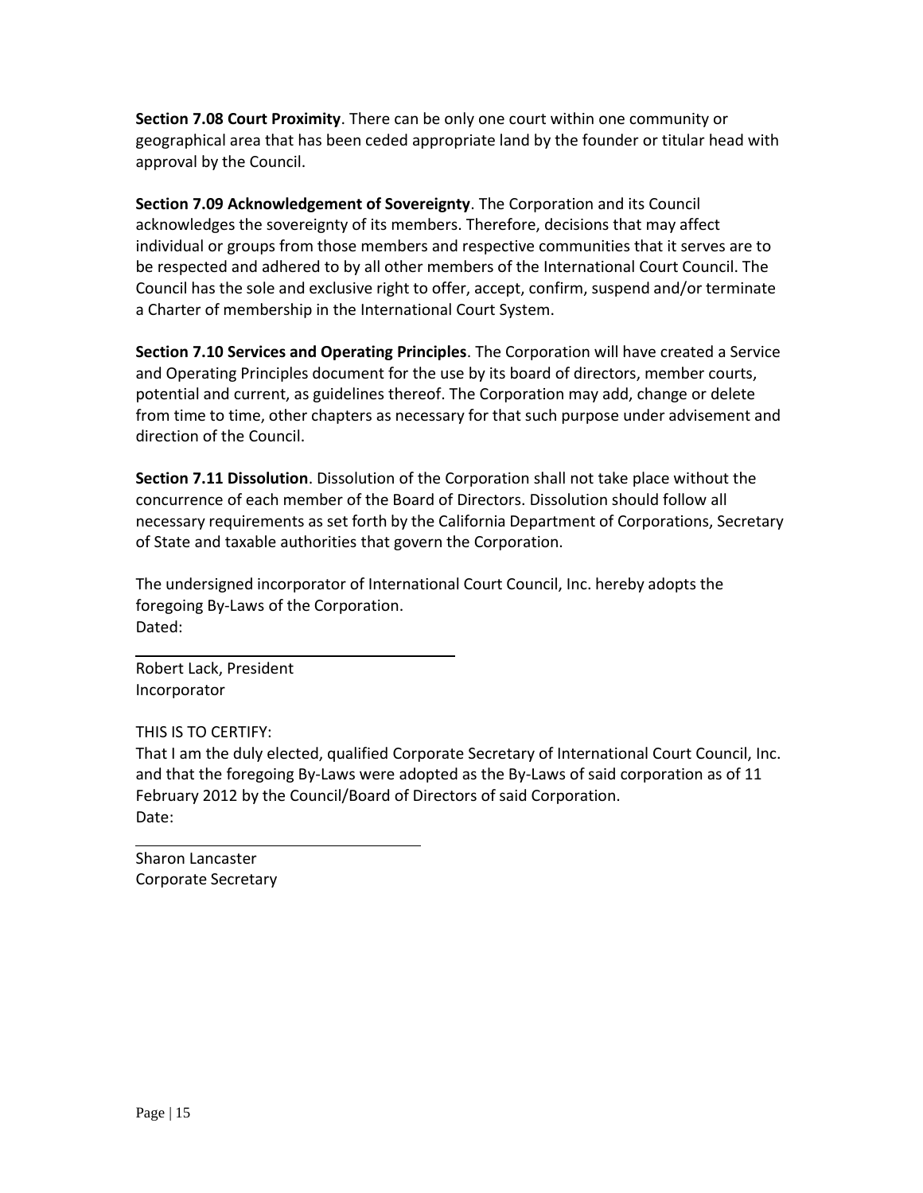**Section 7.08 Court Proximity**. There can be only one court within one community or geographical area that has been ceded appropriate land by the founder or titular head with approval by the Council.

**Section 7.09 Acknowledgement of Sovereignty**. The Corporation and its Council acknowledges the sovereignty of its members. Therefore, decisions that may affect individual or groups from those members and respective communities that it serves are to be respected and adhered to by all other members of the International Court Council. The Council has the sole and exclusive right to offer, accept, confirm, suspend and/or terminate a Charter of membership in the International Court System.

**Section 7.10 Services and Operating Principles**. The Corporation will have created a Service and Operating Principles document for the use by its board of directors, member courts, potential and current, as guidelines thereof. The Corporation may add, change or delete from time to time, other chapters as necessary for that such purpose under advisement and direction of the Council.

**Section 7.11 Dissolution**. Dissolution of the Corporation shall not take place without the concurrence of each member of the Board of Directors. Dissolution should follow all necessary requirements as set forth by the California Department of Corporations, Secretary of State and taxable authorities that govern the Corporation.

The undersigned incorporator of International Court Council, Inc. hereby adopts the foregoing By-Laws of the Corporation.
Dated:

\_\_\_\_\_\_\_\_\_\_\_\_\_\_\_\_\_\_\_\_\_\_\_\_\_\_\_\_\_\_\_\_\_\_\_\_

Robert Lack, President
Incorporator

THIS IS TO CERTIFY:
That I am the duly elected, qualified Corporate Secretary of International Court Council, Inc. and that the foregoing By-Laws were adopted as the By-Laws of said corporation as of 11 February 2012 by the Council/Board of Directors of said Corporation.
Date:

\_\_\_\_\_\_\_\_\_\_\_\_\_\_\_\_\_\_\_\_\_\_\_\_\_\_\_\_\_\_\_\_\_\_\_\_

Sharon Lancaster
Corporate Secretary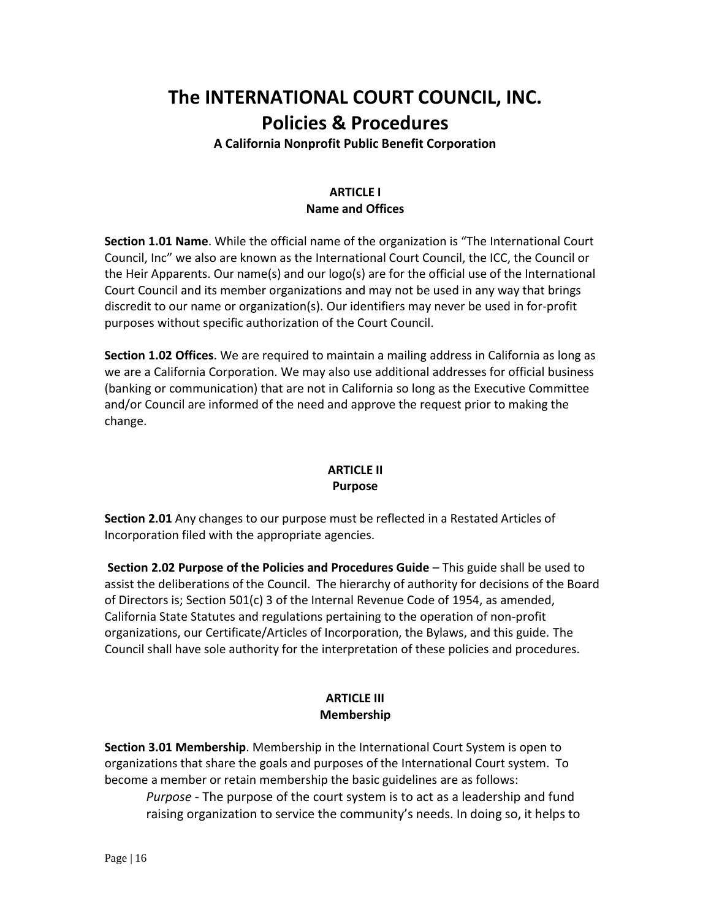# The INTERNATIONAL COURT COUNCIL, INC.
# Policies & Procedures

**A California Nonprofit Public Benefit Corporation**

## ARTICLE I
## Name and Offices

**Section 1.01 Name**. While the official name of the organization is "The International Court Council, Inc" we also are known as the International Court Council, the ICC, the Council or the Heir Apparents. Our name(s) and our logo(s) are for the official use of the International Court Council and its member organizations and may not be used in any way that brings discredit to our name or organization(s). Our identifiers may never be used in for-profit purposes without specific authorization of the Court Council.

**Section 1.02 Offices**. We are required to maintain a mailing address in California as long as we are a California Corporation. We may also use additional addresses for official business (banking or communication) that are not in California so long as the Executive Committee and/or Council are informed of the need and approve the request prior to making the change.

## ARTICLE II
## Purpose

**Section 2.01** Any changes to our purpose must be reflected in a Restated Articles of Incorporation filed with the appropriate agencies.

**Section 2.02 Purpose of the Policies and Procedures Guide** – This guide shall be used to assist the deliberations of the Council. The hierarchy of authority for decisions of the Board of Directors is; Section 501(c) 3 of the Internal Revenue Code of 1954, as amended, California State Statutes and regulations pertaining to the operation of non-profit organizations, our Certificate/Articles of Incorporation, the Bylaws, and this guide. The Council shall have sole authority for the interpretation of these policies and procedures.

## ARTICLE III
## Membership

**Section 3.01 Membership**. Membership in the International Court System is open to organizations that share the goals and purposes of the International Court system. To become a member or retain membership the basic guidelines are as follows:

*Purpose* - The purpose of the court system is to act as a leadership and fund raising organization to service the community's needs. In doing so, it helps to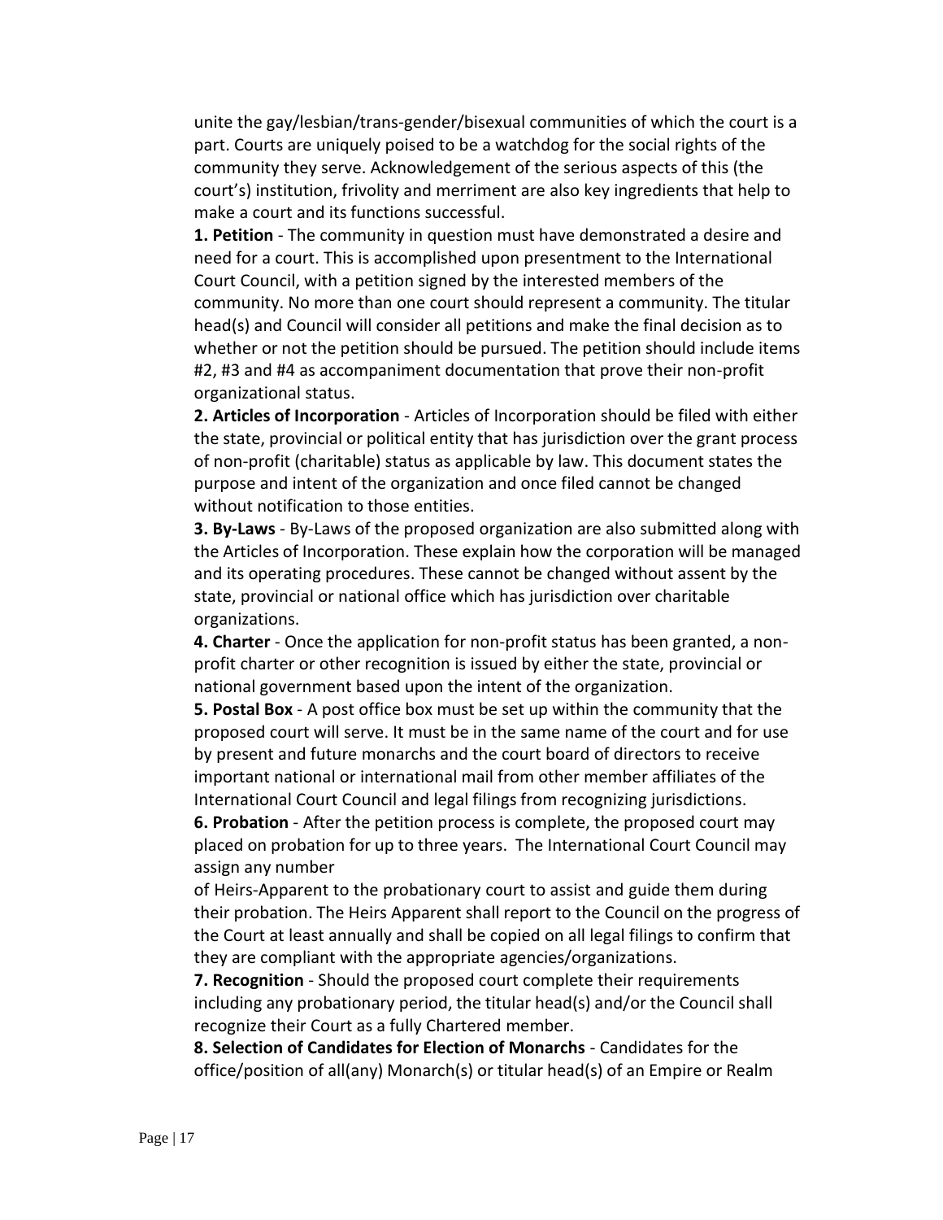unite the gay/lesbian/trans-gender/bisexual communities of which the court is a part. Courts are uniquely poised to be a watchdog for the social rights of the community they serve. Acknowledgement of the serious aspects of this (the court's) institution, frivolity and merriment are also key ingredients that help to make a court and its functions successful.

**1. Petition** - The community in question must have demonstrated a desire and need for a court. This is accomplished upon presentment to the International Court Council, with a petition signed by the interested members of the community. No more than one court should represent a community. The titular head(s) and Council will consider all petitions and make the final decision as to whether or not the petition should be pursued. The petition should include items #2, #3 and #4 as accompaniment documentation that prove their non-profit organizational status.

**2. Articles of Incorporation** - Articles of Incorporation should be filed with either the state, provincial or political entity that has jurisdiction over the grant process of non-profit (charitable) status as applicable by law. This document states the purpose and intent of the organization and once filed cannot be changed without notification to those entities.

**3. By-Laws** - By-Laws of the proposed organization are also submitted along with the Articles of Incorporation. These explain how the corporation will be managed and its operating procedures. These cannot be changed without assent by the state, provincial or national office which has jurisdiction over charitable organizations.

**4. Charter** - Once the application for non-profit status has been granted, a non-profit charter or other recognition is issued by either the state, provincial or national government based upon the intent of the organization.

**5. Postal Box** - A post office box must be set up within the community that the proposed court will serve. It must be in the same name of the court and for use by present and future monarchs and the court board of directors to receive important national or international mail from other member affiliates of the International Court Council and legal filings from recognizing jurisdictions.

**6. Probation** - After the petition process is complete, the proposed court may placed on probation for up to three years. The International Court Council may assign any number of Heirs-Apparent to the probationary court to assist and guide them during their probation. The Heirs Apparent shall report to the Council on the progress of the Court at least annually and shall be copied on all legal filings to confirm that they are compliant with the appropriate agencies/organizations.

**7. Recognition** - Should the proposed court complete their requirements including any probationary period, the titular head(s) and/or the Council shall recognize their Court as a fully Chartered member.

**8. Selection of Candidates for Election of Monarchs** - Candidates for the office/position of all(any) Monarch(s) or titular head(s) of an Empire or Realm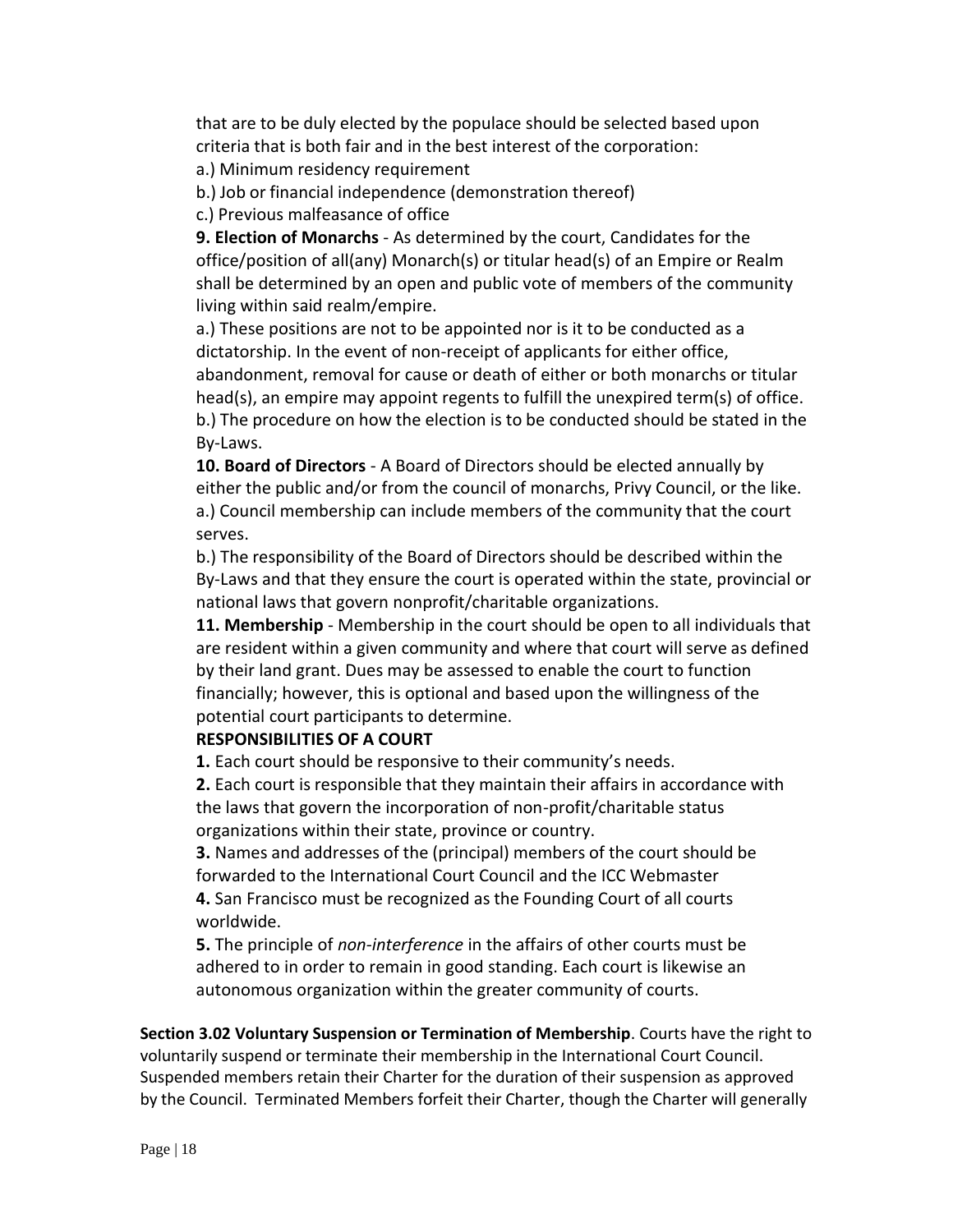that are to be duly elected by the populace should be selected based upon criteria that is both fair and in the best interest of the corporation:

a.) Minimum residency requirement

b.) Job or financial independence (demonstration thereof)

c.) Previous malfeasance of office

**9. Election of Monarchs** - As determined by the court, Candidates for the office/position of all(any) Monarch(s) or titular head(s) of an Empire or Realm shall be determined by an open and public vote of members of the community living within said realm/empire.

a.) These positions are not to be appointed nor is it to be conducted as a dictatorship. In the event of non-receipt of applicants for either office, abandonment, removal for cause or death of either or both monarchs or titular head(s), an empire may appoint regents to fulfill the unexpired term(s) of office.

b.) The procedure on how the election is to be conducted should be stated in the By-Laws.

**10. Board of Directors** - A Board of Directors should be elected annually by either the public and/or from the council of monarchs, Privy Council, or the like.

a.) Council membership can include members of the community that the court serves.

b.) The responsibility of the Board of Directors should be described within the By-Laws and that they ensure the court is operated within the state, provincial or national laws that govern nonprofit/charitable organizations.

**11. Membership** - Membership in the court should be open to all individuals that are resident within a given community and where that court will serve as defined by their land grant. Dues may be assessed to enable the court to function financially; however, this is optional and based upon the willingness of the potential court participants to determine.

**RESPONSIBILITIES OF A COURT**

**1.** Each court should be responsive to their community's needs.

**2.** Each court is responsible that they maintain their affairs in accordance with the laws that govern the incorporation of non-profit/charitable status organizations within their state, province or country.

**3.** Names and addresses of the (principal) members of the court should be forwarded to the International Court Council and the ICC Webmaster

**4.** San Francisco must be recognized as the Founding Court of all courts worldwide.

**5.** The principle of *non-interference* in the affairs of other courts must be adhered to in order to remain in good standing. Each court is likewise an autonomous organization within the greater community of courts.

**Section 3.02 Voluntary Suspension or Termination of Membership**. Courts have the right to voluntarily suspend or terminate their membership in the International Court Council. Suspended members retain their Charter for the duration of their suspension as approved by the Council. Terminated Members forfeit their Charter, though the Charter will generally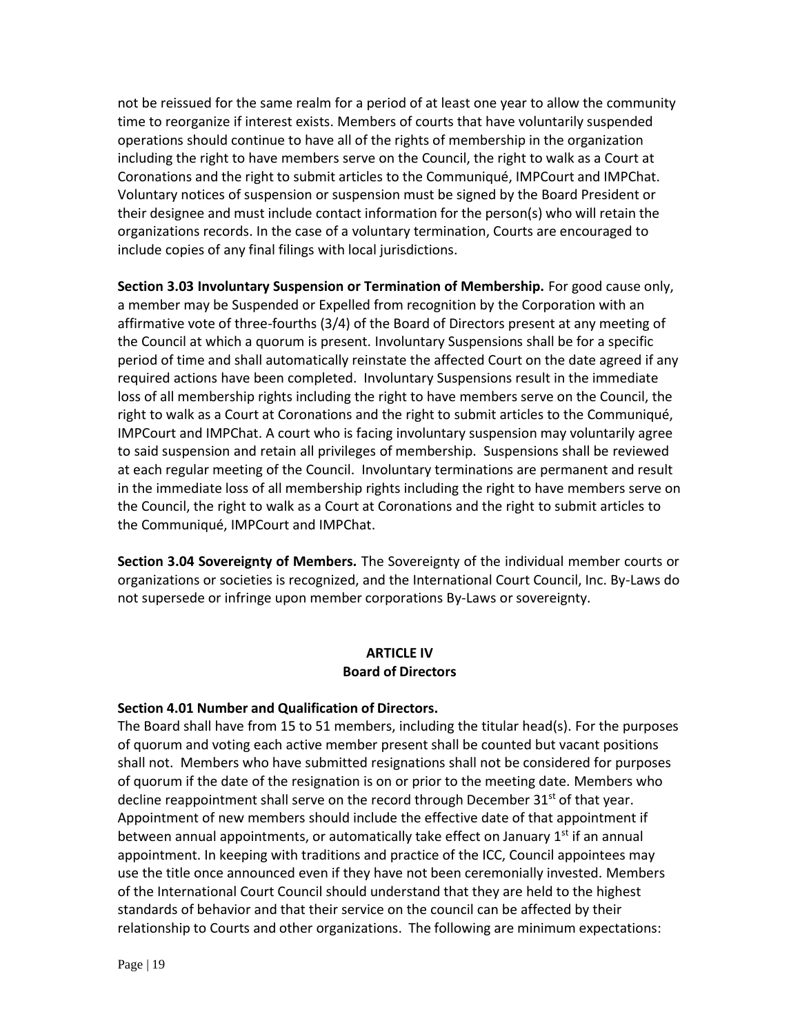not be reissued for the same realm for a period of at least one year to allow the community time to reorganize if interest exists. Members of courts that have voluntarily suspended operations should continue to have all of the rights of membership in the organization including the right to have members serve on the Council, the right to walk as a Court at Coronations and the right to submit articles to the Communiqué, IMPCourt and IMPChat. Voluntary notices of suspension or suspension must be signed by the Board President or their designee and must include contact information for the person(s) who will retain the organizations records. In the case of a voluntary termination, Courts are encouraged to include copies of any final filings with local jurisdictions.

**Section 3.03 Involuntary Suspension or Termination of Membership.** For good cause only, a member may be Suspended or Expelled from recognition by the Corporation with an affirmative vote of three-fourths (3/4) of the Board of Directors present at any meeting of the Council at which a quorum is present. Involuntary Suspensions shall be for a specific period of time and shall automatically reinstate the affected Court on the date agreed if any required actions have been completed. Involuntary Suspensions result in the immediate loss of all membership rights including the right to have members serve on the Council, the right to walk as a Court at Coronations and the right to submit articles to the Communiqué, IMPCourt and IMPChat. A court who is facing involuntary suspension may voluntarily agree to said suspension and retain all privileges of membership. Suspensions shall be reviewed at each regular meeting of the Council. Involuntary terminations are permanent and result in the immediate loss of all membership rights including the right to have members serve on the Council, the right to walk as a Court at Coronations and the right to submit articles to the Communiqué, IMPCourt and IMPChat.

**Section 3.04 Sovereignty of Members.** The Sovereignty of the individual member courts or organizations or societies is recognized, and the International Court Council, Inc. By-Laws do not supersede or infringe upon member corporations By-Laws or sovereignty.

## ARTICLE IV
## Board of Directors

**Section 4.01 Number and Qualification of Directors.**

The Board shall have from 15 to 51 members, including the titular head(s). For the purposes of quorum and voting each active member present shall be counted but vacant positions shall not. Members who have submitted resignations shall not be considered for purposes of quorum if the date of the resignation is on or prior to the meeting date. Members who decline reappointment shall serve on the record through December 31st of that year. Appointment of new members should include the effective date of that appointment if between annual appointments, or automatically take effect on January 1st if an annual appointment. In keeping with traditions and practice of the ICC, Council appointees may use the title once announced even if they have not been ceremonially invested. Members of the International Court Council should understand that they are held to the highest standards of behavior and that their service on the council can be affected by their relationship to Courts and other organizations. The following are minimum expectations: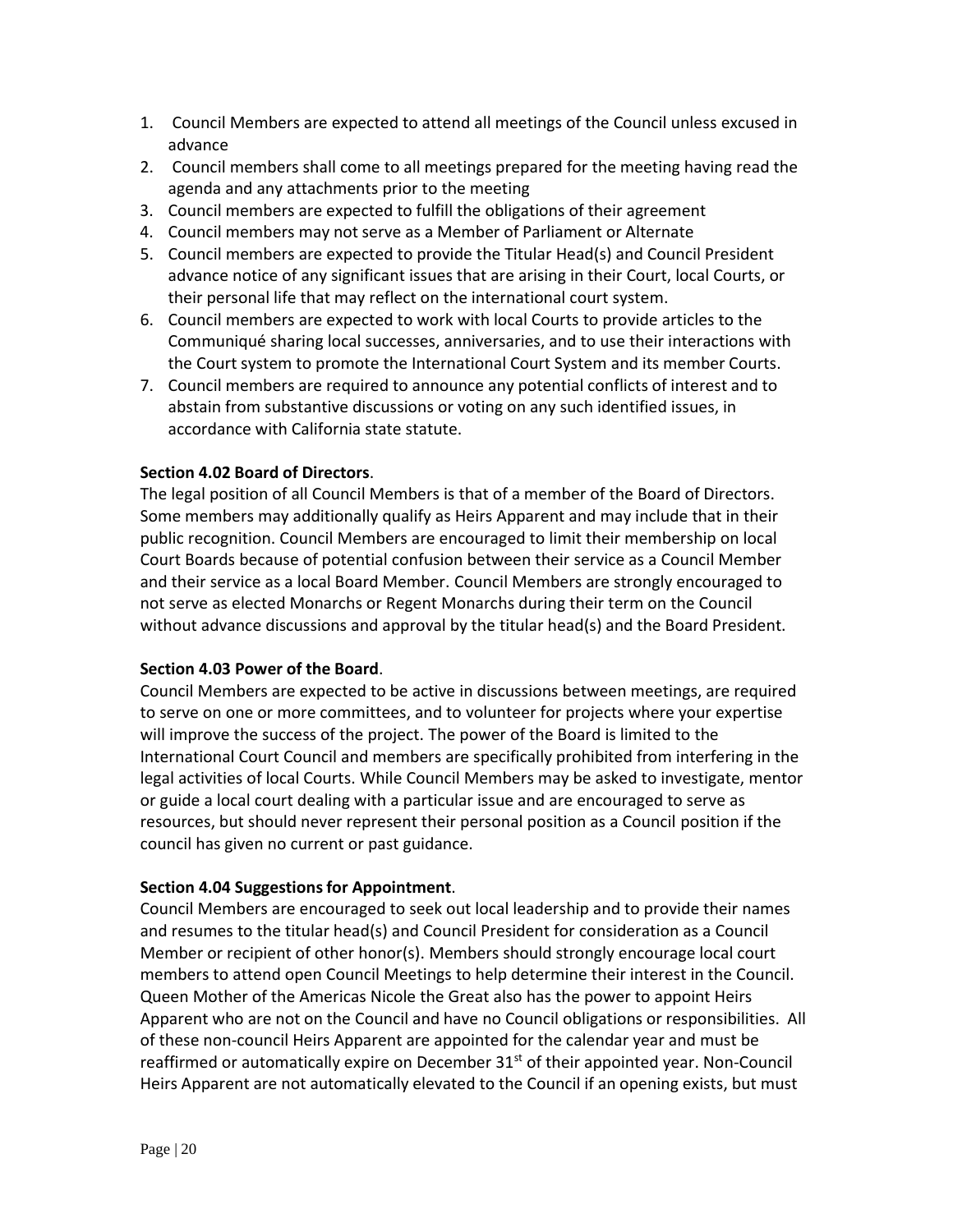1. Council Members are expected to attend all meetings of the Council unless excused in advance
2. Council members shall come to all meetings prepared for the meeting having read the agenda and any attachments prior to the meeting
3. Council members are expected to fulfill the obligations of their agreement
4. Council members may not serve as a Member of Parliament or Alternate
5. Council members are expected to provide the Titular Head(s) and Council President advance notice of any significant issues that are arising in their Court, local Courts, or their personal life that may reflect on the international court system.
6. Council members are expected to work with local Courts to provide articles to the Communiqué sharing local successes, anniversaries, and to use their interactions with the Court system to promote the International Court System and its member Courts.
7. Council members are required to announce any potential conflicts of interest and to abstain from substantive discussions or voting on any such identified issues, in accordance with California state statute.

**Section 4.02 Board of Directors**.

The legal position of all Council Members is that of a member of the Board of Directors. Some members may additionally qualify as Heirs Apparent and may include that in their public recognition. Council Members are encouraged to limit their membership on local Court Boards because of potential confusion between their service as a Council Member and their service as a local Board Member. Council Members are strongly encouraged to not serve as elected Monarchs or Regent Monarchs during their term on the Council without advance discussions and approval by the titular head(s) and the Board President.

**Section 4.03 Power of the Board**.

Council Members are expected to be active in discussions between meetings, are required to serve on one or more committees, and to volunteer for projects where your expertise will improve the success of the project. The power of the Board is limited to the International Court Council and members are specifically prohibited from interfering in the legal activities of local Courts. While Council Members may be asked to investigate, mentor or guide a local court dealing with a particular issue and are encouraged to serve as resources, but should never represent their personal position as a Council position if the council has given no current or past guidance.

**Section 4.04 Suggestions for Appointment**.

Council Members are encouraged to seek out local leadership and to provide their names and resumes to the titular head(s) and Council President for consideration as a Council Member or recipient of other honor(s). Members should strongly encourage local court members to attend open Council Meetings to help determine their interest in the Council. Queen Mother of the Americas Nicole the Great also has the power to appoint Heirs Apparent who are not on the Council and have no Council obligations or responsibilities. All of these non-council Heirs Apparent are appointed for the calendar year and must be reaffirmed or automatically expire on December 31st of their appointed year. Non-Council Heirs Apparent are not automatically elevated to the Council if an opening exists, but must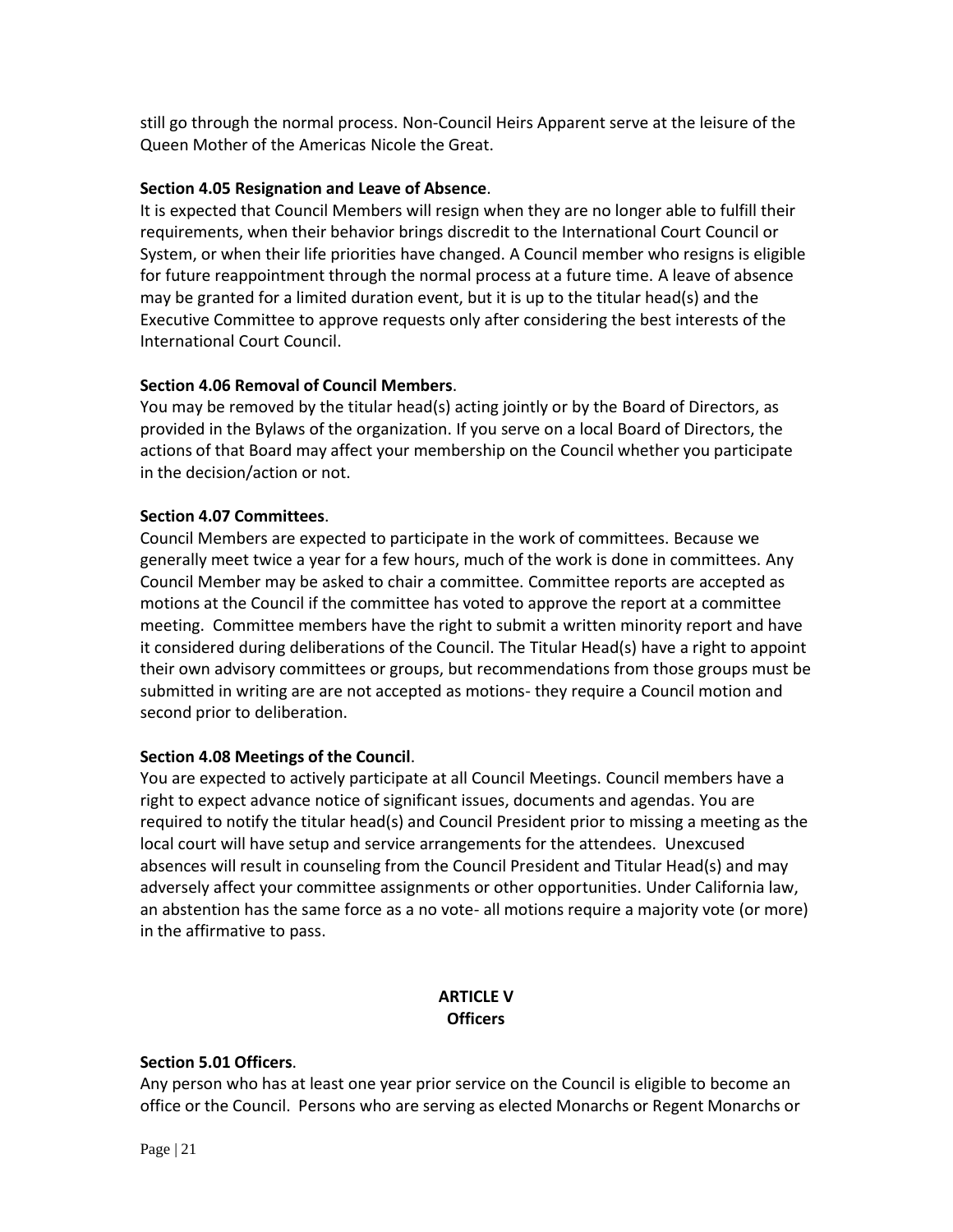still go through the normal process. Non-Council Heirs Apparent serve at the leisure of the Queen Mother of the Americas Nicole the Great.

**Section 4.05 Resignation and Leave of Absence**.

It is expected that Council Members will resign when they are no longer able to fulfill their requirements, when their behavior brings discredit to the International Court Council or System, or when their life priorities have changed. A Council member who resigns is eligible for future reappointment through the normal process at a future time. A leave of absence may be granted for a limited duration event, but it is up to the titular head(s) and the Executive Committee to approve requests only after considering the best interests of the International Court Council.

**Section 4.06 Removal of Council Members**.

You may be removed by the titular head(s) acting jointly or by the Board of Directors, as provided in the Bylaws of the organization. If you serve on a local Board of Directors, the actions of that Board may affect your membership on the Council whether you participate in the decision/action or not.

**Section 4.07 Committees**.

Council Members are expected to participate in the work of committees. Because we generally meet twice a year for a few hours, much of the work is done in committees. Any Council Member may be asked to chair a committee. Committee reports are accepted as motions at the Council if the committee has voted to approve the report at a committee meeting. Committee members have the right to submit a written minority report and have it considered during deliberations of the Council. The Titular Head(s) have a right to appoint their own advisory committees or groups, but recommendations from those groups must be submitted in writing are are not accepted as motions- they require a Council motion and second prior to deliberation.

**Section 4.08 Meetings of the Council**.

You are expected to actively participate at all Council Meetings. Council members have a right to expect advance notice of significant issues, documents and agendas. You are required to notify the titular head(s) and Council President prior to missing a meeting as the local court will have setup and service arrangements for the attendees. Unexcused absences will result in counseling from the Council President and Titular Head(s) and may adversely affect your committee assignments or other opportunities. Under California law, an abstention has the same force as a no vote- all motions require a majority vote (or more) in the affirmative to pass.

## ARTICLE V
## Officers

**Section 5.01 Officers**.

Any person who has at least one year prior service on the Council is eligible to become an office or the Council. Persons who are serving as elected Monarchs or Regent Monarchs or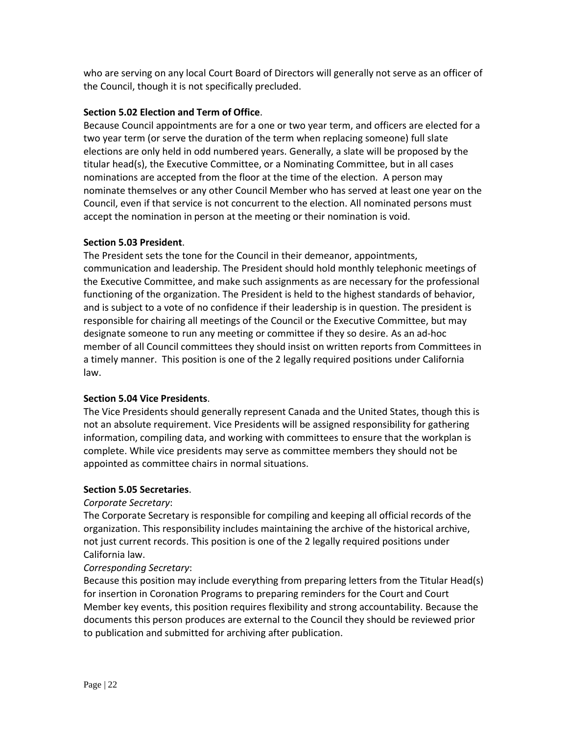who are serving on any local Court Board of Directors will generally not serve as an officer of the Council, though it is not specifically precluded.

**Section 5.02 Election and Term of Office**.

Because Council appointments are for a one or two year term, and officers are elected for a two year term (or serve the duration of the term when replacing someone) full slate elections are only held in odd numbered years. Generally, a slate will be proposed by the titular head(s), the Executive Committee, or a Nominating Committee, but in all cases nominations are accepted from the floor at the time of the election. A person may nominate themselves or any other Council Member who has served at least one year on the Council, even if that service is not concurrent to the election. All nominated persons must accept the nomination in person at the meeting or their nomination is void.

**Section 5.03 President**.

The President sets the tone for the Council in their demeanor, appointments, communication and leadership. The President should hold monthly telephonic meetings of the Executive Committee, and make such assignments as are necessary for the professional functioning of the organization. The President is held to the highest standards of behavior, and is subject to a vote of no confidence if their leadership is in question. The president is responsible for chairing all meetings of the Council or the Executive Committee, but may designate someone to run any meeting or committee if they so desire. As an ad-hoc member of all Council committees they should insist on written reports from Committees in a timely manner. This position is one of the 2 legally required positions under California law.

**Section 5.04 Vice Presidents**.

The Vice Presidents should generally represent Canada and the United States, though this is not an absolute requirement. Vice Presidents will be assigned responsibility for gathering information, compiling data, and working with committees to ensure that the workplan is complete. While vice presidents may serve as committee members they should not be appointed as committee chairs in normal situations.

**Section 5.05 Secretaries**.

*Corporate Secretary*:

The Corporate Secretary is responsible for compiling and keeping all official records of the organization. This responsibility includes maintaining the archive of the historical archive, not just current records. This position is one of the 2 legally required positions under California law.

*Corresponding Secretary*:

Because this position may include everything from preparing letters from the Titular Head(s) for insertion in Coronation Programs to preparing reminders for the Court and Court Member key events, this position requires flexibility and strong accountability. Because the documents this person produces are external to the Council they should be reviewed prior to publication and submitted for archiving after publication.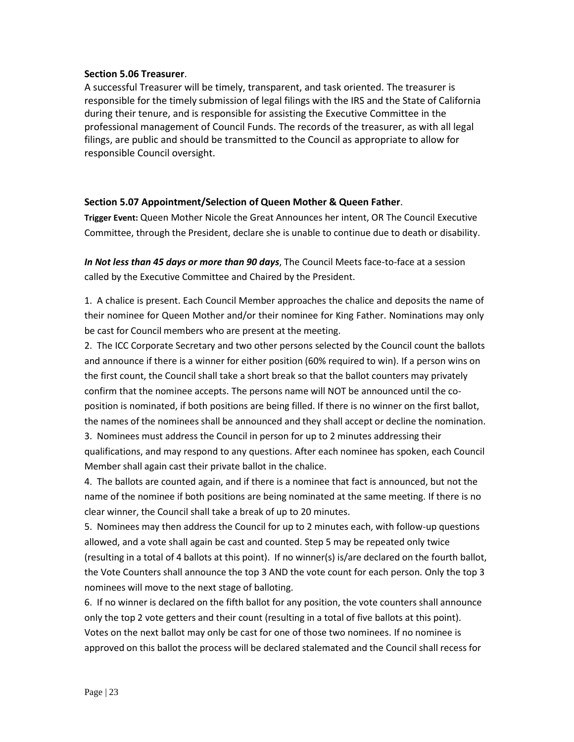**Section 5.06 Treasurer**.

A successful Treasurer will be timely, transparent, and task oriented. The treasurer is responsible for the timely submission of legal filings with the IRS and the State of California during their tenure, and is responsible for assisting the Executive Committee in the professional management of Council Funds. The records of the treasurer, as with all legal filings, are public and should be transmitted to the Council as appropriate to allow for responsible Council oversight.

**Section 5.07 Appointment/Selection of Queen Mother & Queen Father**.

**Trigger Event:** Queen Mother Nicole the Great Announces her intent, OR The Council Executive Committee, through the President, declare she is unable to continue due to death or disability.

***In Not less than 45 days or more than 90 days***, The Council Meets face-to-face at a session called by the Executive Committee and Chaired by the President.

1. A chalice is present. Each Council Member approaches the chalice and deposits the name of their nominee for Queen Mother and/or their nominee for King Father. Nominations may only be cast for Council members who are present at the meeting.
2. The ICC Corporate Secretary and two other persons selected by the Council count the ballots and announce if there is a winner for either position (60% required to win). If a person wins on the first count, the Council shall take a short break so that the ballot counters may privately confirm that the nominee accepts. The persons name will NOT be announced until the co-position is nominated, if both positions are being filled. If there is no winner on the first ballot, the names of the nominees shall be announced and they shall accept or decline the nomination.
3. Nominees must address the Council in person for up to 2 minutes addressing their qualifications, and may respond to any questions. After each nominee has spoken, each Council Member shall again cast their private ballot in the chalice.
4. The ballots are counted again, and if there is a nominee that fact is announced, but not the name of the nominee if both positions are being nominated at the same meeting. If there is no clear winner, the Council shall take a break of up to 20 minutes.
5. Nominees may then address the Council for up to 2 minutes each, with follow-up questions allowed, and a vote shall again be cast and counted. Step 5 may be repeated only twice (resulting in a total of 4 ballots at this point). If no winner(s) is/are declared on the fourth ballot, the Vote Counters shall announce the top 3 AND the vote count for each person. Only the top 3 nominees will move to the next stage of balloting.
6. If no winner is declared on the fifth ballot for any position, the vote counters shall announce only the top 2 vote getters and their count (resulting in a total of five ballots at this point). Votes on the next ballot may only be cast for one of those two nominees. If no nominee is approved on this ballot the process will be declared stalemated and the Council shall recess for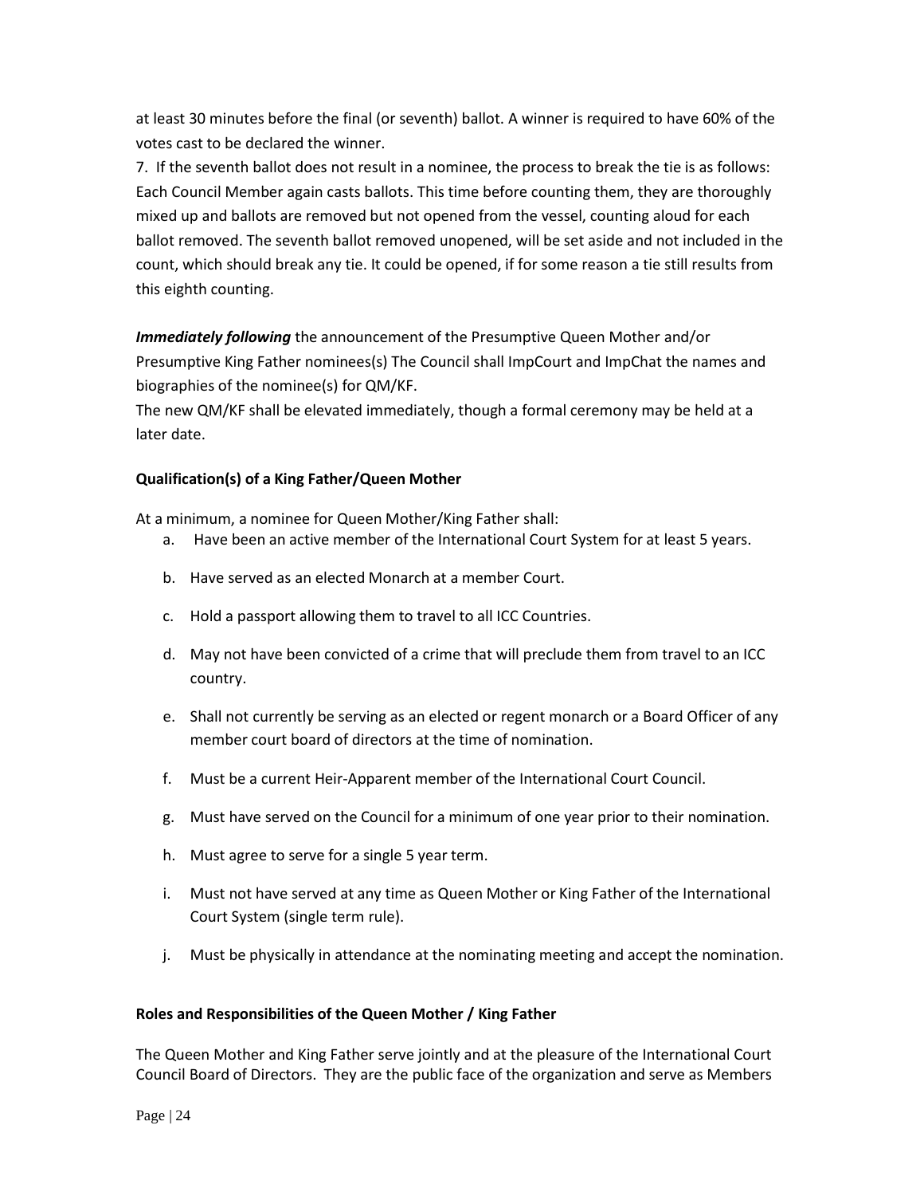at least 30 minutes before the final (or seventh) ballot. A winner is required to have 60% of the votes cast to be declared the winner.

7. If the seventh ballot does not result in a nominee, the process to break the tie is as follows: Each Council Member again casts ballots. This time before counting them, they are thoroughly mixed up and ballots are removed but not opened from the vessel, counting aloud for each ballot removed. The seventh ballot removed unopened, will be set aside and not included in the count, which should break any tie. It could be opened, if for some reason a tie still results from this eighth counting.

***Immediately following*** the announcement of the Presumptive Queen Mother and/or Presumptive King Father nominees(s) The Council shall ImpCourt and ImpChat the names and biographies of the nominee(s) for QM/KF.

The new QM/KF shall be elevated immediately, though a formal ceremony may be held at a later date.

**Qualification(s) of a King Father/Queen Mother**

At a minimum, a nominee for Queen Mother/King Father shall:

a. Have been an active member of the International Court System for at least 5 years.
b. Have served as an elected Monarch at a member Court.
c. Hold a passport allowing them to travel to all ICC Countries.
d. May not have been convicted of a crime that will preclude them from travel to an ICC country.
e. Shall not currently be serving as an elected or regent monarch or a Board Officer of any member court board of directors at the time of nomination.
f. Must be a current Heir-Apparent member of the International Court Council.
g. Must have served on the Council for a minimum of one year prior to their nomination.
h. Must agree to serve for a single 5 year term.
i. Must not have served at any time as Queen Mother or King Father of the International Court System (single term rule).
j. Must be physically in attendance at the nominating meeting and accept the nomination.

**Roles and Responsibilities of the Queen Mother / King Father**

The Queen Mother and King Father serve jointly and at the pleasure of the International Court Council Board of Directors. They are the public face of the organization and serve as Members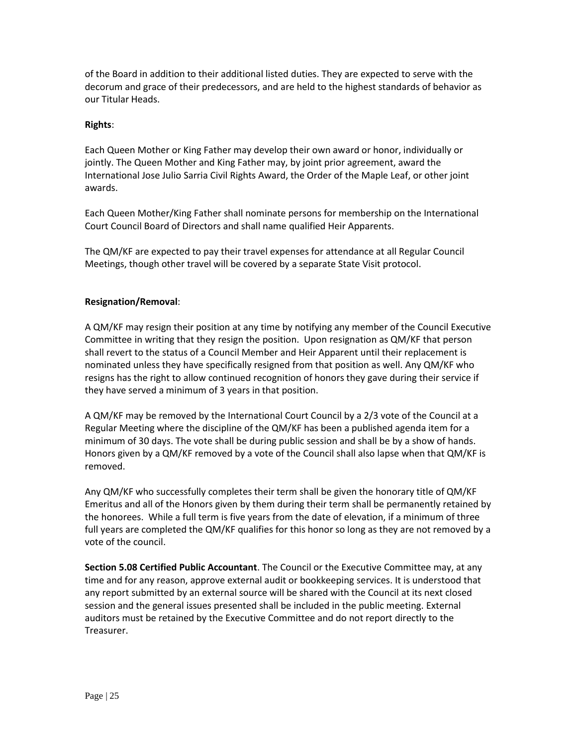of the Board in addition to their additional listed duties. They are expected to serve with the decorum and grace of their predecessors, and are held to the highest standards of behavior as our Titular Heads.

**Rights**:

Each Queen Mother or King Father may develop their own award or honor, individually or jointly. The Queen Mother and King Father may, by joint prior agreement, award the International Jose Julio Sarria Civil Rights Award, the Order of the Maple Leaf, or other joint awards.

Each Queen Mother/King Father shall nominate persons for membership on the International Court Council Board of Directors and shall name qualified Heir Apparents.

The QM/KF are expected to pay their travel expenses for attendance at all Regular Council Meetings, though other travel will be covered by a separate State Visit protocol.

**Resignation/Removal**:

A QM/KF may resign their position at any time by notifying any member of the Council Executive Committee in writing that they resign the position. Upon resignation as QM/KF that person shall revert to the status of a Council Member and Heir Apparent until their replacement is nominated unless they have specifically resigned from that position as well. Any QM/KF who resigns has the right to allow continued recognition of honors they gave during their service if they have served a minimum of 3 years in that position.

A QM/KF may be removed by the International Court Council by a 2/3 vote of the Council at a Regular Meeting where the discipline of the QM/KF has been a published agenda item for a minimum of 30 days. The vote shall be during public session and shall be by a show of hands. Honors given by a QM/KF removed by a vote of the Council shall also lapse when that QM/KF is removed.

Any QM/KF who successfully completes their term shall be given the honorary title of QM/KF Emeritus and all of the Honors given by them during their term shall be permanently retained by the honorees. While a full term is five years from the date of elevation, if a minimum of three full years are completed the QM/KF qualifies for this honor so long as they are not removed by a vote of the council.

**Section 5.08 Certified Public Accountant**. The Council or the Executive Committee may, at any time and for any reason, approve external audit or bookkeeping services. It is understood that any report submitted by an external source will be shared with the Council at its next closed session and the general issues presented shall be included in the public meeting. External auditors must be retained by the Executive Committee and do not report directly to the Treasurer.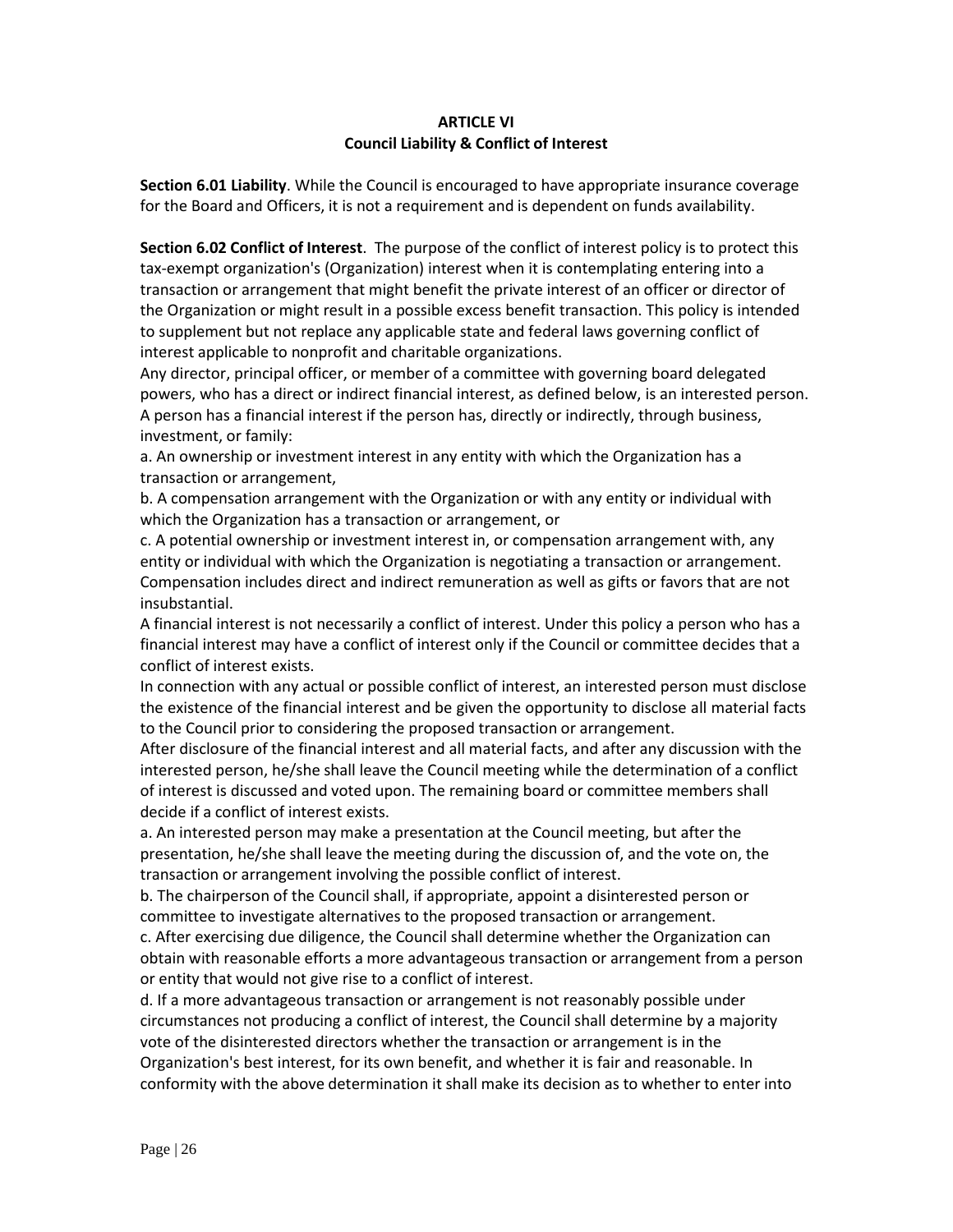# ARTICLE VI
## Council Liability & Conflict of Interest

**Section 6.01 Liability**. While the Council is encouraged to have appropriate insurance coverage for the Board and Officers, it is not a requirement and is dependent on funds availability.

**Section 6.02 Conflict of Interest**. The purpose of the conflict of interest policy is to protect this tax-exempt organization's (Organization) interest when it is contemplating entering into a transaction or arrangement that might benefit the private interest of an officer or director of the Organization or might result in a possible excess benefit transaction. This policy is intended to supplement but not replace any applicable state and federal laws governing conflict of interest applicable to nonprofit and charitable organizations.

Any director, principal officer, or member of a committee with governing board delegated powers, who has a direct or indirect financial interest, as defined below, is an interested person.

A person has a financial interest if the person has, directly or indirectly, through business, investment, or family:

a. An ownership or investment interest in any entity with which the Organization has a transaction or arrangement,

b. A compensation arrangement with the Organization or with any entity or individual with which the Organization has a transaction or arrangement, or

c. A potential ownership or investment interest in, or compensation arrangement with, any entity or individual with which the Organization is negotiating a transaction or arrangement.

Compensation includes direct and indirect remuneration as well as gifts or favors that are not insubstantial.

A financial interest is not necessarily a conflict of interest. Under this policy a person who has a financial interest may have a conflict of interest only if the Council or committee decides that a conflict of interest exists.

In connection with any actual or possible conflict of interest, an interested person must disclose the existence of the financial interest and be given the opportunity to disclose all material facts to the Council prior to considering the proposed transaction or arrangement.

After disclosure of the financial interest and all material facts, and after any discussion with the interested person, he/she shall leave the Council meeting while the determination of a conflict of interest is discussed and voted upon. The remaining board or committee members shall decide if a conflict of interest exists.

a. An interested person may make a presentation at the Council meeting, but after the presentation, he/she shall leave the meeting during the discussion of, and the vote on, the transaction or arrangement involving the possible conflict of interest.

b. The chairperson of the Council shall, if appropriate, appoint a disinterested person or committee to investigate alternatives to the proposed transaction or arrangement.

c. After exercising due diligence, the Council shall determine whether the Organization can obtain with reasonable efforts a more advantageous transaction or arrangement from a person or entity that would not give rise to a conflict of interest.

d. If a more advantageous transaction or arrangement is not reasonably possible under circumstances not producing a conflict of interest, the Council shall determine by a majority vote of the disinterested directors whether the transaction or arrangement is in the Organization's best interest, for its own benefit, and whether it is fair and reasonable. In conformity with the above determination it shall make its decision as to whether to enter into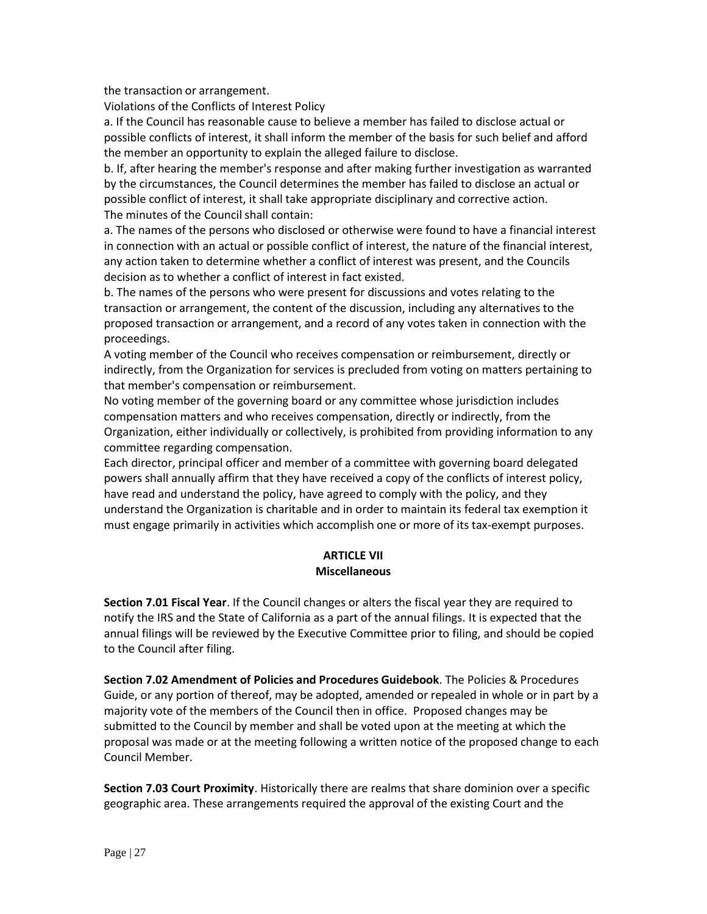the transaction or arrangement.

Violations of the Conflicts of Interest Policy

a. If the Council has reasonable cause to believe a member has failed to disclose actual or possible conflicts of interest, it shall inform the member of the basis for such belief and afford the member an opportunity to explain the alleged failure to disclose.

b. If, after hearing the member's response and after making further investigation as warranted by the circumstances, the Council determines the member has failed to disclose an actual or possible conflict of interest, it shall take appropriate disciplinary and corrective action.

The minutes of the Council shall contain:

a. The names of the persons who disclosed or otherwise were found to have a financial interest in connection with an actual or possible conflict of interest, the nature of the financial interest, any action taken to determine whether a conflict of interest was present, and the Councils decision as to whether a conflict of interest in fact existed.

b. The names of the persons who were present for discussions and votes relating to the transaction or arrangement, the content of the discussion, including any alternatives to the proposed transaction or arrangement, and a record of any votes taken in connection with the proceedings.

A voting member of the Council who receives compensation or reimbursement, directly or indirectly, from the Organization for services is precluded from voting on matters pertaining to that member's compensation or reimbursement.

No voting member of the governing board or any committee whose jurisdiction includes compensation matters and who receives compensation, directly or indirectly, from the Organization, either individually or collectively, is prohibited from providing information to any committee regarding compensation.

Each director, principal officer and member of a committee with governing board delegated powers shall annually affirm that they have received a copy of the conflicts of interest policy, have read and understand the policy, have agreed to comply with the policy, and they understand the Organization is charitable and in order to maintain its federal tax exemption it must engage primarily in activities which accomplish one or more of its tax-exempt purposes.

## ARTICLE VII
## Miscellaneous

**Section 7.01 Fiscal Year**. If the Council changes or alters the fiscal year they are required to notify the IRS and the State of California as a part of the annual filings. It is expected that the annual filings will be reviewed by the Executive Committee prior to filing, and should be copied to the Council after filing.

**Section 7.02 Amendment of Policies and Procedures Guidebook**. The Policies & Procedures Guide, or any portion of thereof, may be adopted, amended or repealed in whole or in part by a majority vote of the members of the Council then in office. Proposed changes may be submitted to the Council by member and shall be voted upon at the meeting at which the proposal was made or at the meeting following a written notice of the proposed change to each Council Member.

**Section 7.03 Court Proximity**. Historically there are realms that share dominion over a specific geographic area. These arrangements required the approval of the existing Court and the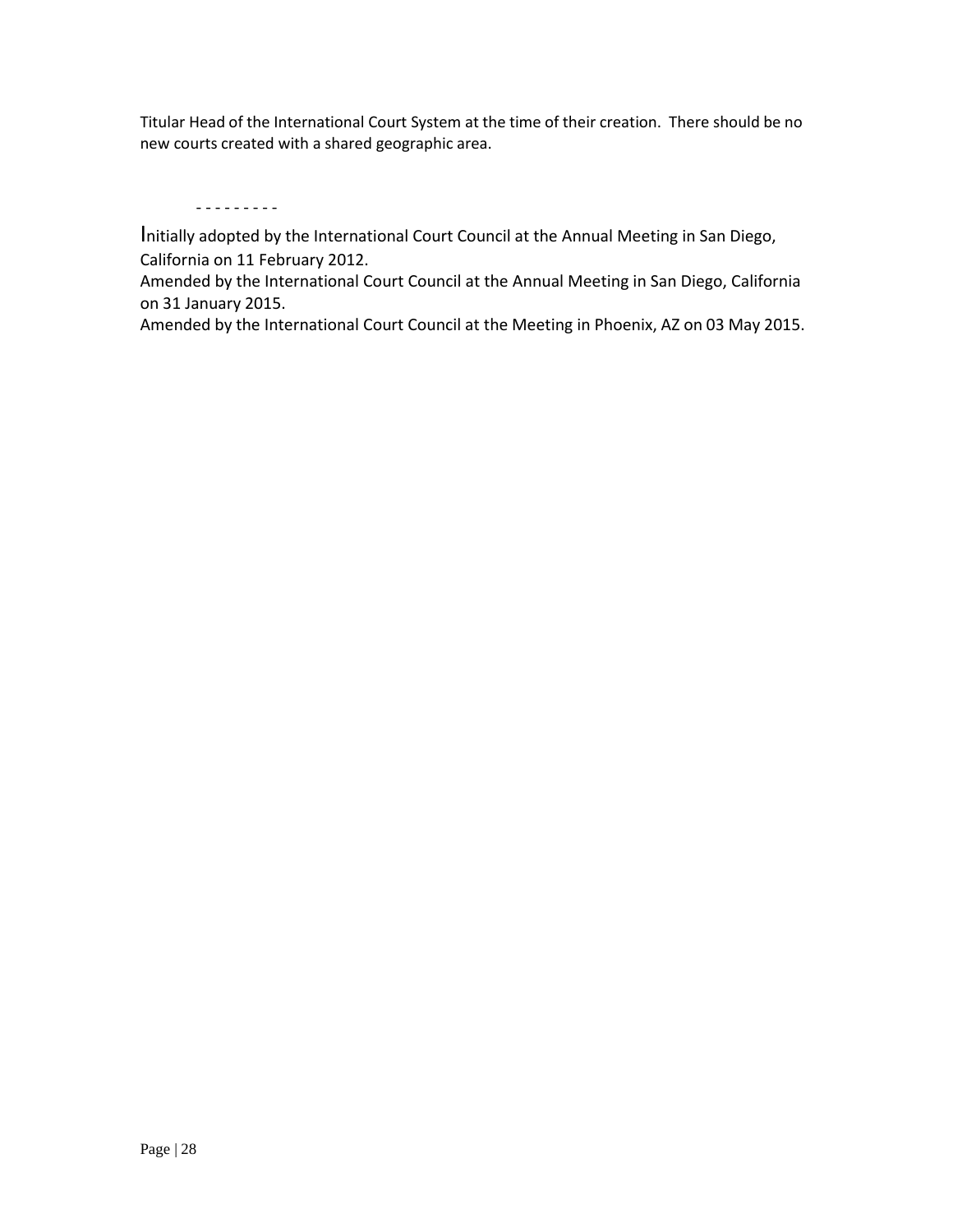Titular Head of the International Court System at the time of their creation. There should be no new courts created with a shared geographic area.

\- - - - - - - - -

Initially adopted by the International Court Council at the Annual Meeting in San Diego, California on 11 February 2012.
Amended by the International Court Council at the Annual Meeting in San Diego, California on 31 January 2015.
Amended by the International Court Council at the Meeting in Phoenix, AZ on 03 May 2015.